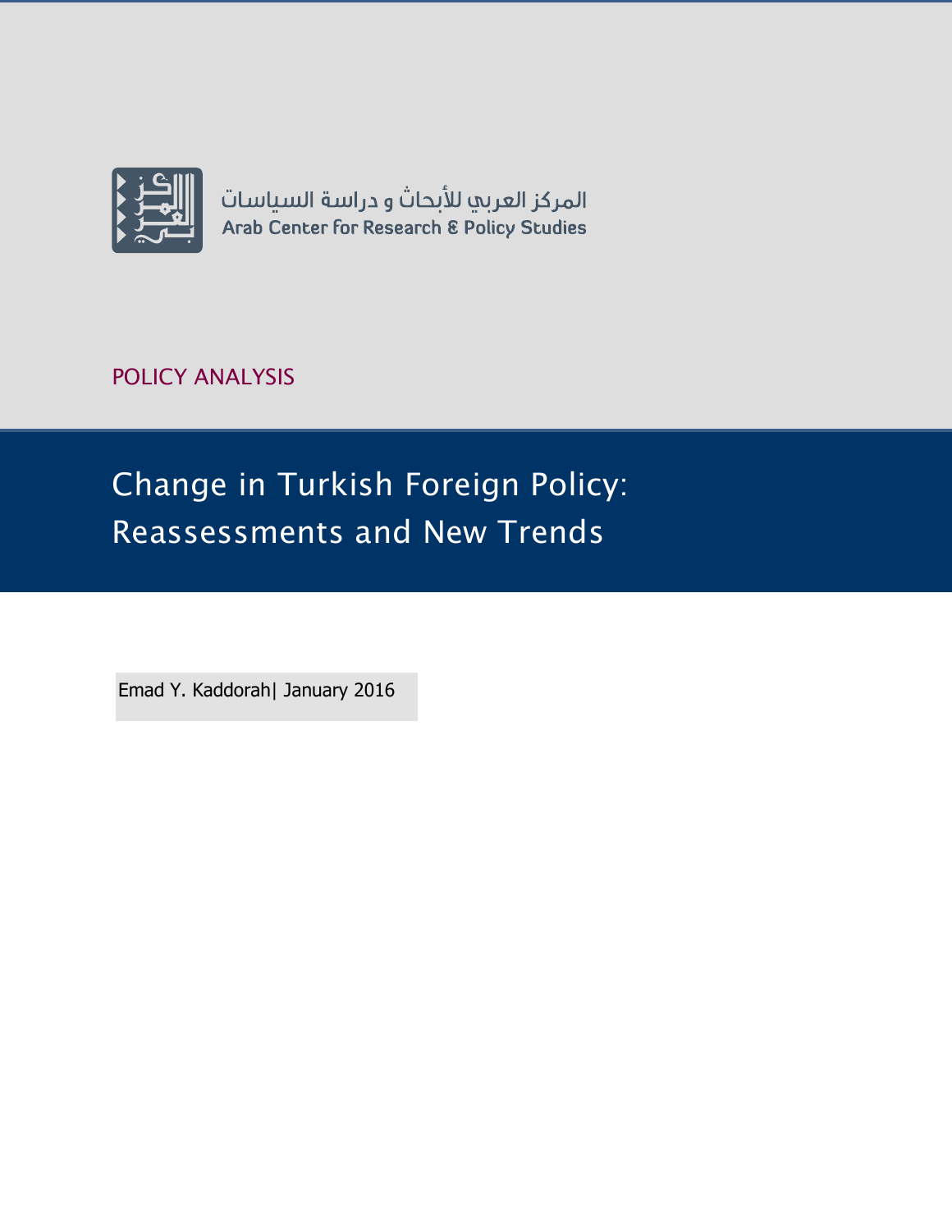المركز العربي للأبحاث و دراسة السياسات

Arab Center for Research & Policy Studies

POLICY ANALYSIS

# Change in Turkish Foreign Policy: Reassessments and New Trends

Emad Y. Kaddorah| January 2016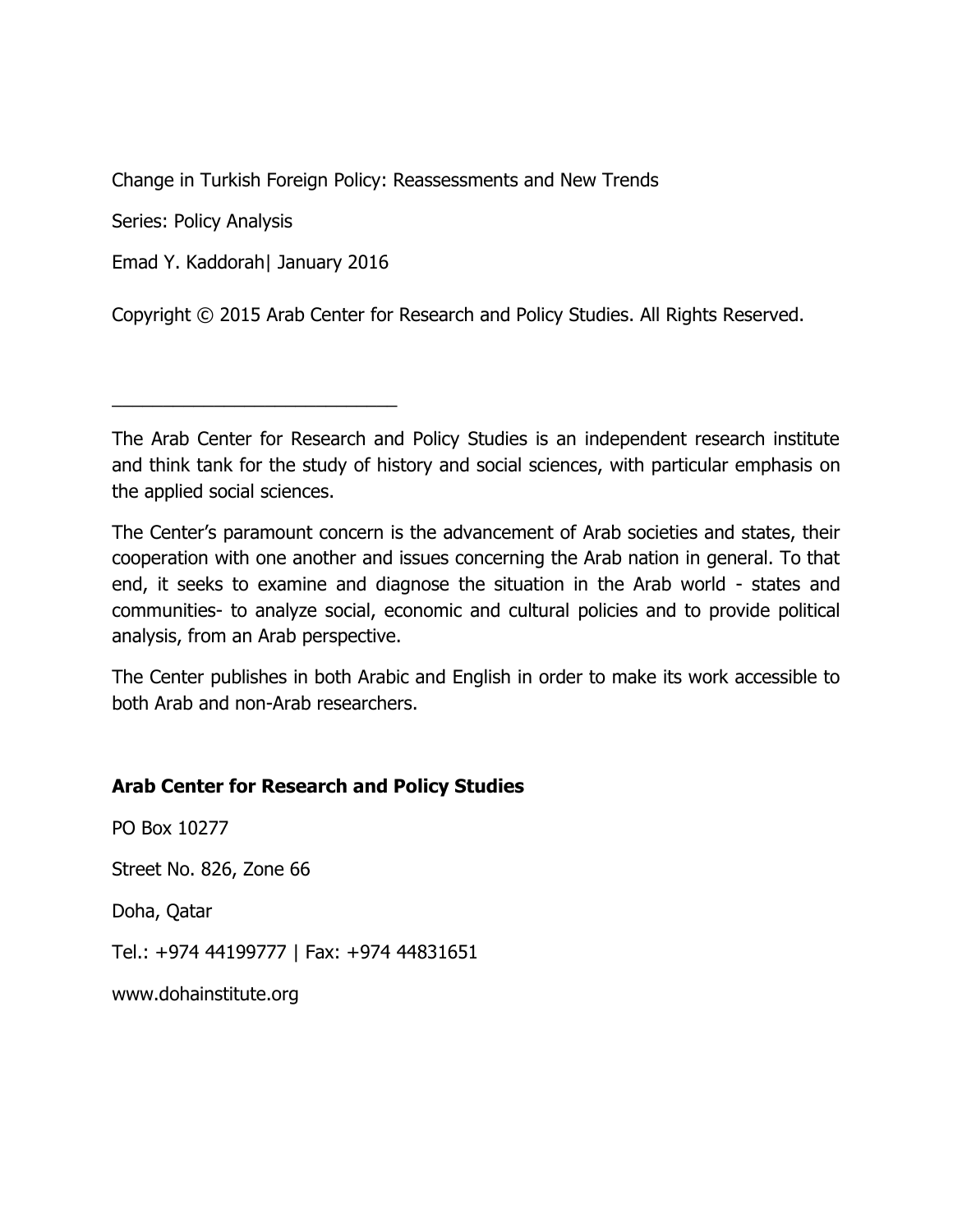Change in Turkish Foreign Policy: Reassessments and New Trends

Series: Policy Analysis

Emad Y. Kaddorah| January 2016

Copyright © 2015 Arab Center for Research and Policy Studies. All Rights Reserved.

---

The Arab Center for Research and Policy Studies is an independent research institute and think tank for the study of history and social sciences, with particular emphasis on the applied social sciences.

The Center's paramount concern is the advancement of Arab societies and states, their cooperation with one another and issues concerning the Arab nation in general. To that end, it seeks to examine and diagnose the situation in the Arab world - states and communities- to analyze social, economic and cultural policies and to provide political analysis, from an Arab perspective.

The Center publishes in both Arabic and English in order to make its work accessible to both Arab and non-Arab researchers.

**Arab Center for Research and Policy Studies**

PO Box 10277

Street No. 826, Zone 66

Doha, Qatar

Tel.: +974 44199777 | Fax: +974 44831651

www.dohainstitute.org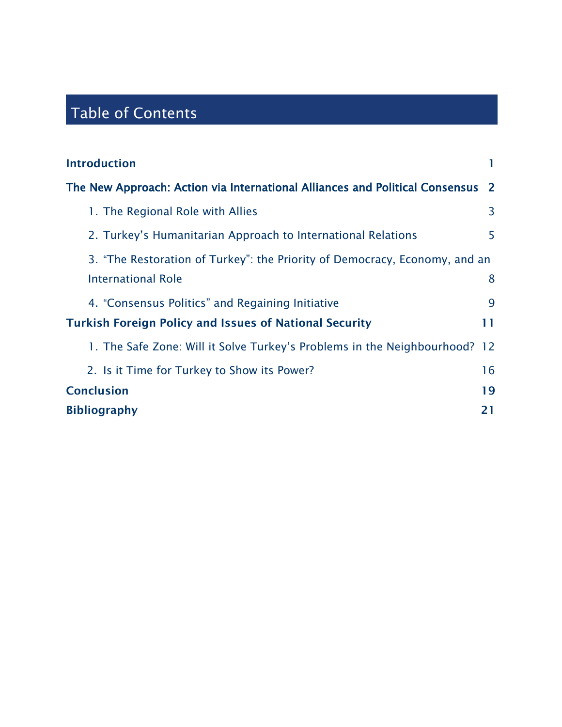# Table of Contents

**Introduction** 1

**The New Approach: Action via International Alliances and Political Consensus** 2

1. The Regional Role with Allies 3
2. Turkey's Humanitarian Approach to International Relations 5
3. "The Restoration of Turkey": the Priority of Democracy, Economy, and an International Role 8
4. "Consensus Politics" and Regaining Initiative 9

**Turkish Foreign Policy and Issues of National Security** 11

1. The Safe Zone: Will it Solve Turkey's Problems in the Neighbourhood? 12
2. Is it Time for Turkey to Show its Power? 16

**Conclusion** 19

**Bibliography** 21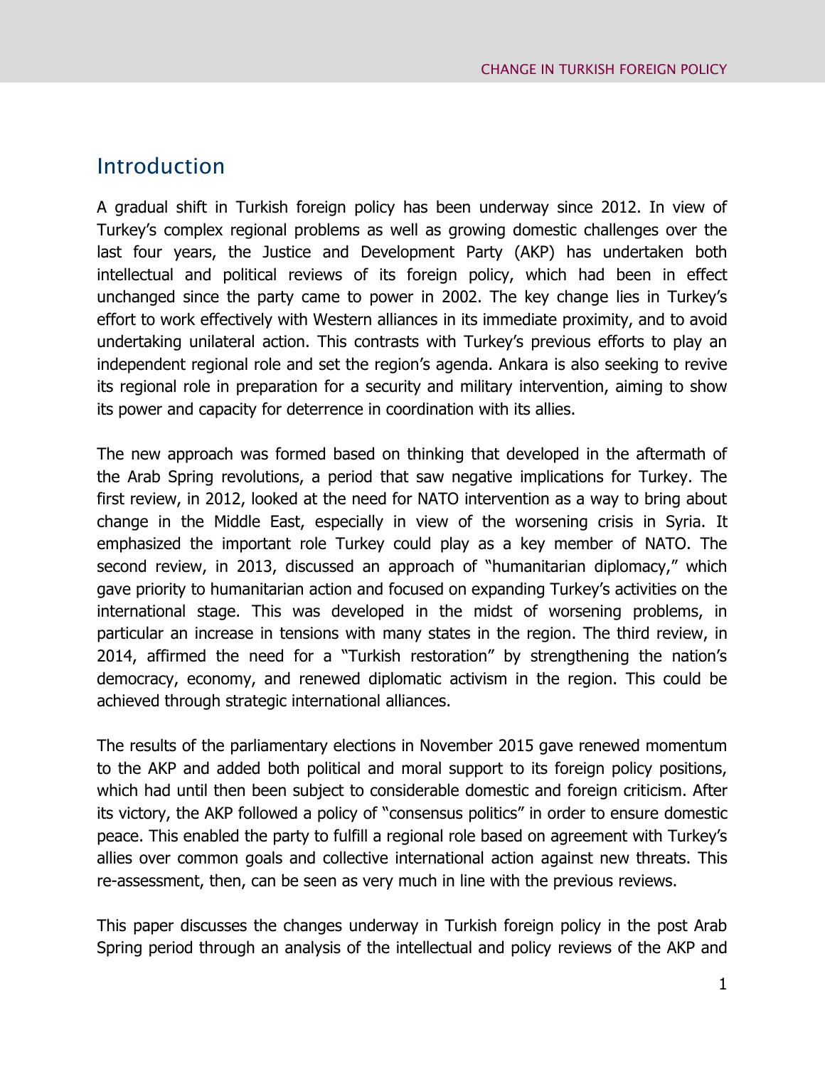## Introduction

A gradual shift in Turkish foreign policy has been underway since 2012. In view of Turkey's complex regional problems as well as growing domestic challenges over the last four years, the Justice and Development Party (AKP) has undertaken both intellectual and political reviews of its foreign policy, which had been in effect unchanged since the party came to power in 2002. The key change lies in Turkey's effort to work effectively with Western alliances in its immediate proximity, and to avoid undertaking unilateral action. This contrasts with Turkey's previous efforts to play an independent regional role and set the region's agenda. Ankara is also seeking to revive its regional role in preparation for a security and military intervention, aiming to show its power and capacity for deterrence in coordination with its allies.

The new approach was formed based on thinking that developed in the aftermath of the Arab Spring revolutions, a period that saw negative implications for Turkey. The first review, in 2012, looked at the need for NATO intervention as a way to bring about change in the Middle East, especially in view of the worsening crisis in Syria. It emphasized the important role Turkey could play as a key member of NATO. The second review, in 2013, discussed an approach of "humanitarian diplomacy," which gave priority to humanitarian action and focused on expanding Turkey's activities on the international stage. This was developed in the midst of worsening problems, in particular an increase in tensions with many states in the region. The third review, in 2014, affirmed the need for a "Turkish restoration" by strengthening the nation's democracy, economy, and renewed diplomatic activism in the region. This could be achieved through strategic international alliances.

The results of the parliamentary elections in November 2015 gave renewed momentum to the AKP and added both political and moral support to its foreign policy positions, which had until then been subject to considerable domestic and foreign criticism. After its victory, the AKP followed a policy of "consensus politics" in order to ensure domestic peace. This enabled the party to fulfill a regional role based on agreement with Turkey's allies over common goals and collective international action against new threats. This re-assessment, then, can be seen as very much in line with the previous reviews.

This paper discusses the changes underway in Turkish foreign policy in the post Arab Spring period through an analysis of the intellectual and policy reviews of the AKP and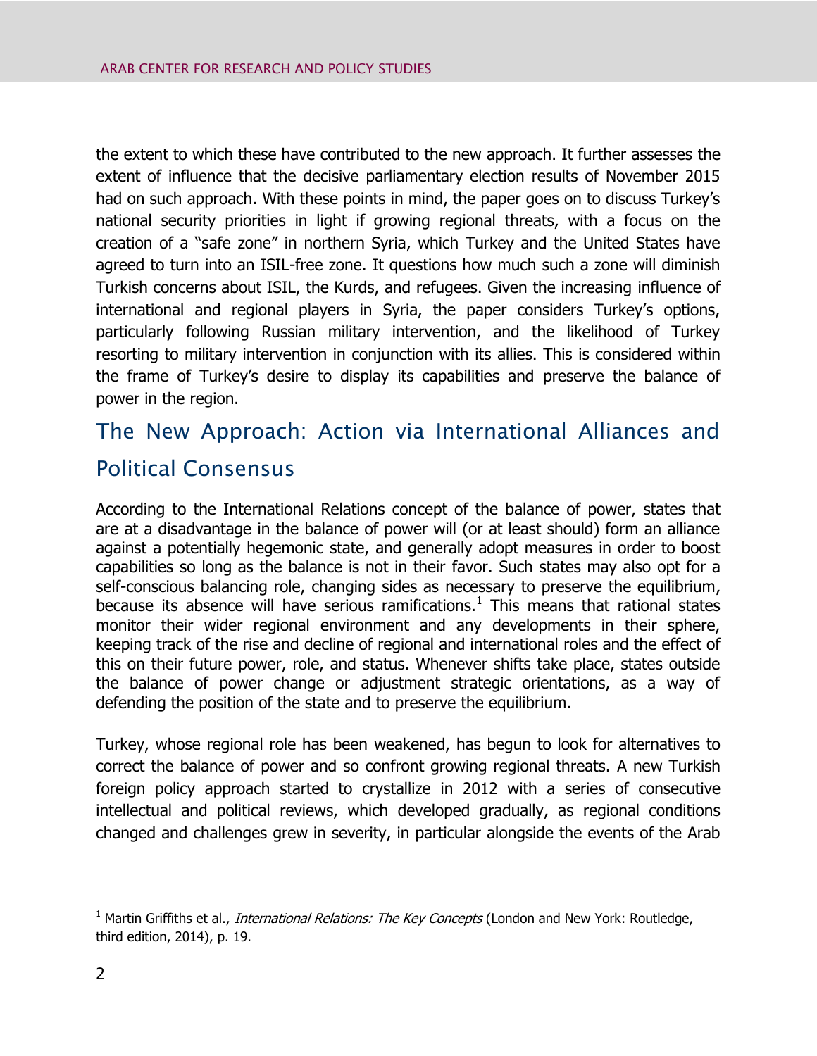the extent to which these have contributed to the new approach. It further assesses the extent of influence that the decisive parliamentary election results of November 2015 had on such approach. With these points in mind, the paper goes on to discuss Turkey's national security priorities in light if growing regional threats, with a focus on the creation of a "safe zone" in northern Syria, which Turkey and the United States have agreed to turn into an ISIL-free zone. It questions how much such a zone will diminish Turkish concerns about ISIL, the Kurds, and refugees. Given the increasing influence of international and regional players in Syria, the paper considers Turkey's options, particularly following Russian military intervention, and the likelihood of Turkey resorting to military intervention in conjunction with its allies. This is considered within the frame of Turkey's desire to display its capabilities and preserve the balance of power in the region.

## The New Approach: Action via International Alliances and Political Consensus

According to the International Relations concept of the balance of power, states that are at a disadvantage in the balance of power will (or at least should) form an alliance against a potentially hegemonic state, and generally adopt measures in order to boost capabilities so long as the balance is not in their favor. Such states may also opt for a self-conscious balancing role, changing sides as necessary to preserve the equilibrium, because its absence will have serious ramifications.[1] This means that rational states monitor their wider regional environment and any developments in their sphere, keeping track of the rise and decline of regional and international roles and the effect of this on their future power, role, and status. Whenever shifts take place, states outside the balance of power change or adjustment strategic orientations, as a way of defending the position of the state and to preserve the equilibrium.

Turkey, whose regional role has been weakened, has begun to look for alternatives to correct the balance of power and so confront growing regional threats. A new Turkish foreign policy approach started to crystallize in 2012 with a series of consecutive intellectual and political reviews, which developed gradually, as regional conditions changed and challenges grew in severity, in particular alongside the events of the Arab

---

[1] Martin Griffiths et al., *International Relations: The Key Concepts* (London and New York: Routledge, third edition, 2014), p. 19.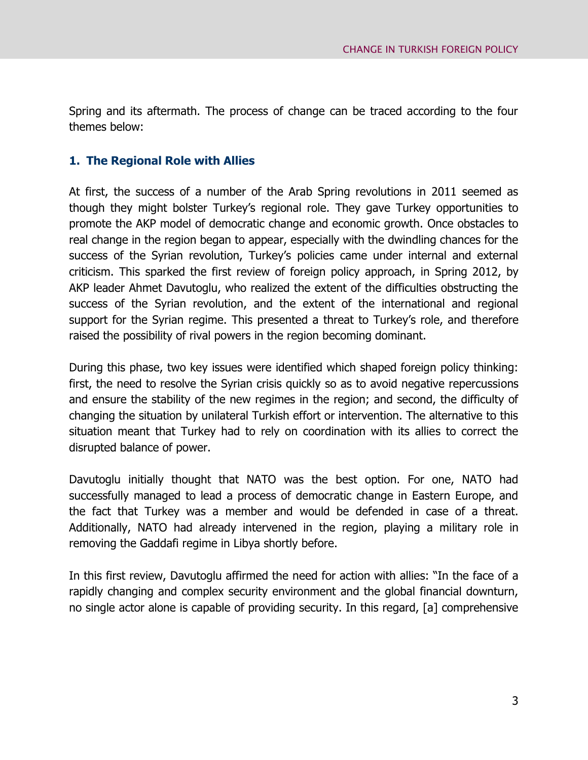Spring and its aftermath. The process of change can be traced according to the four themes below:

### 1. The Regional Role with Allies

At first, the success of a number of the Arab Spring revolutions in 2011 seemed as though they might bolster Turkey's regional role. They gave Turkey opportunities to promote the AKP model of democratic change and economic growth. Once obstacles to real change in the region began to appear, especially with the dwindling chances for the success of the Syrian revolution, Turkey's policies came under internal and external criticism. This sparked the first review of foreign policy approach, in Spring 2012, by AKP leader Ahmet Davutoglu, who realized the extent of the difficulties obstructing the success of the Syrian revolution, and the extent of the international and regional support for the Syrian regime. This presented a threat to Turkey's role, and therefore raised the possibility of rival powers in the region becoming dominant.

During this phase, two key issues were identified which shaped foreign policy thinking: first, the need to resolve the Syrian crisis quickly so as to avoid negative repercussions and ensure the stability of the new regimes in the region; and second, the difficulty of changing the situation by unilateral Turkish effort or intervention. The alternative to this situation meant that Turkey had to rely on coordination with its allies to correct the disrupted balance of power.

Davutoglu initially thought that NATO was the best option. For one, NATO had successfully managed to lead a process of democratic change in Eastern Europe, and the fact that Turkey was a member and would be defended in case of a threat. Additionally, NATO had already intervened in the region, playing a military role in removing the Gaddafi regime in Libya shortly before.

In this first review, Davutoglu affirmed the need for action with allies: "In the face of a rapidly changing and complex security environment and the global financial downturn, no single actor alone is capable of providing security. In this regard, [a] comprehensive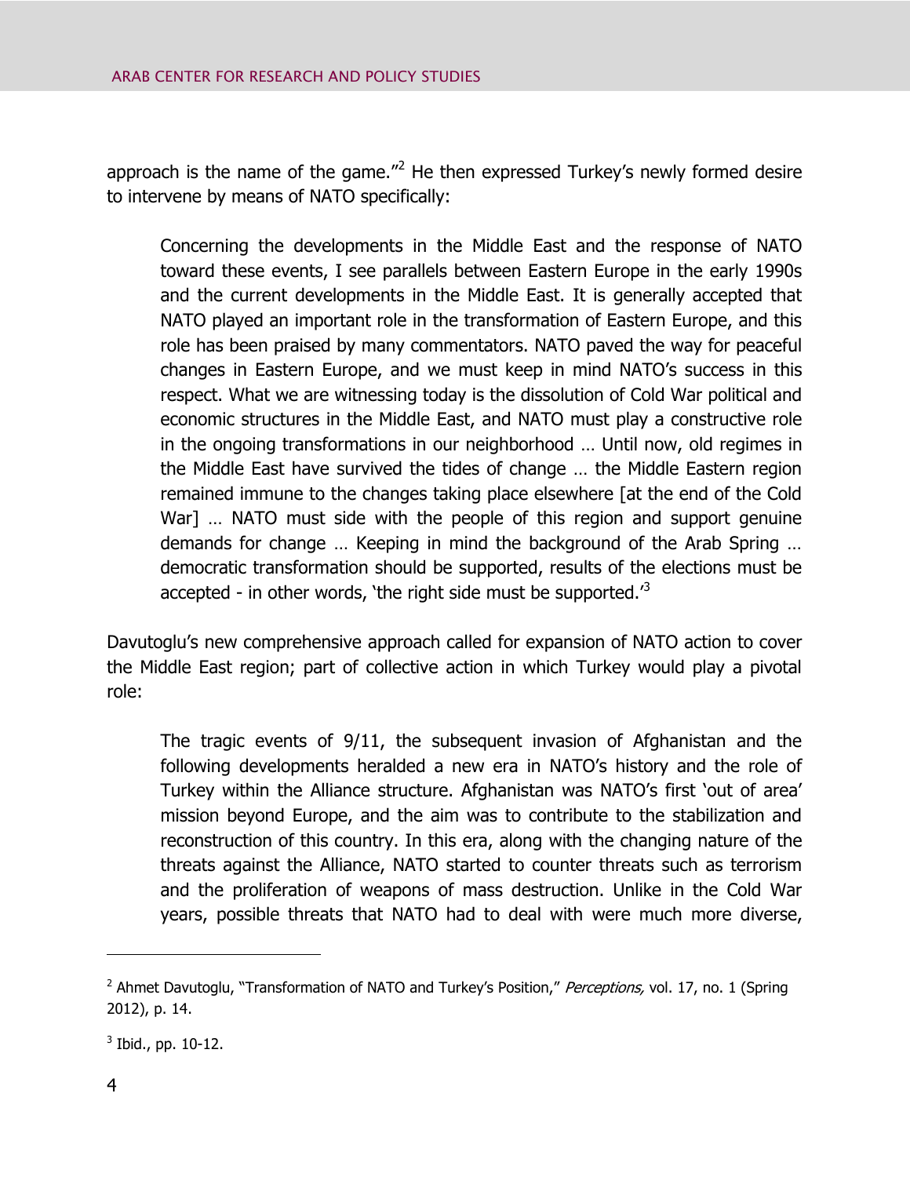approach is the name of the game."[2] He then expressed Turkey's newly formed desire to intervene by means of NATO specifically:

> Concerning the developments in the Middle East and the response of NATO toward these events, I see parallels between Eastern Europe in the early 1990s and the current developments in the Middle East. It is generally accepted that NATO played an important role in the transformation of Eastern Europe, and this role has been praised by many commentators. NATO paved the way for peaceful changes in Eastern Europe, and we must keep in mind NATO's success in this respect. What we are witnessing today is the dissolution of Cold War political and economic structures in the Middle East, and NATO must play a constructive role in the ongoing transformations in our neighborhood … Until now, old regimes in the Middle East have survived the tides of change … the Middle Eastern region remained immune to the changes taking place elsewhere [at the end of the Cold War] … NATO must side with the people of this region and support genuine demands for change … Keeping in mind the background of the Arab Spring … democratic transformation should be supported, results of the elections must be accepted - in other words, 'the right side must be supported.'[3]

Davutoglu's new comprehensive approach called for expansion of NATO action to cover the Middle East region; part of collective action in which Turkey would play a pivotal role:

> The tragic events of 9/11, the subsequent invasion of Afghanistan and the following developments heralded a new era in NATO's history and the role of Turkey within the Alliance structure. Afghanistan was NATO's first 'out of area' mission beyond Europe, and the aim was to contribute to the stabilization and reconstruction of this country. In this era, along with the changing nature of the threats against the Alliance, NATO started to counter threats such as terrorism and the proliferation of weapons of mass destruction. Unlike in the Cold War years, possible threats that NATO had to deal with were much more diverse,

---

[2] Ahmet Davutoglu, "Transformation of NATO and Turkey's Position," *Perceptions,* vol. 17, no. 1 (Spring 2012), p. 14.

[3] Ibid., pp. 10-12.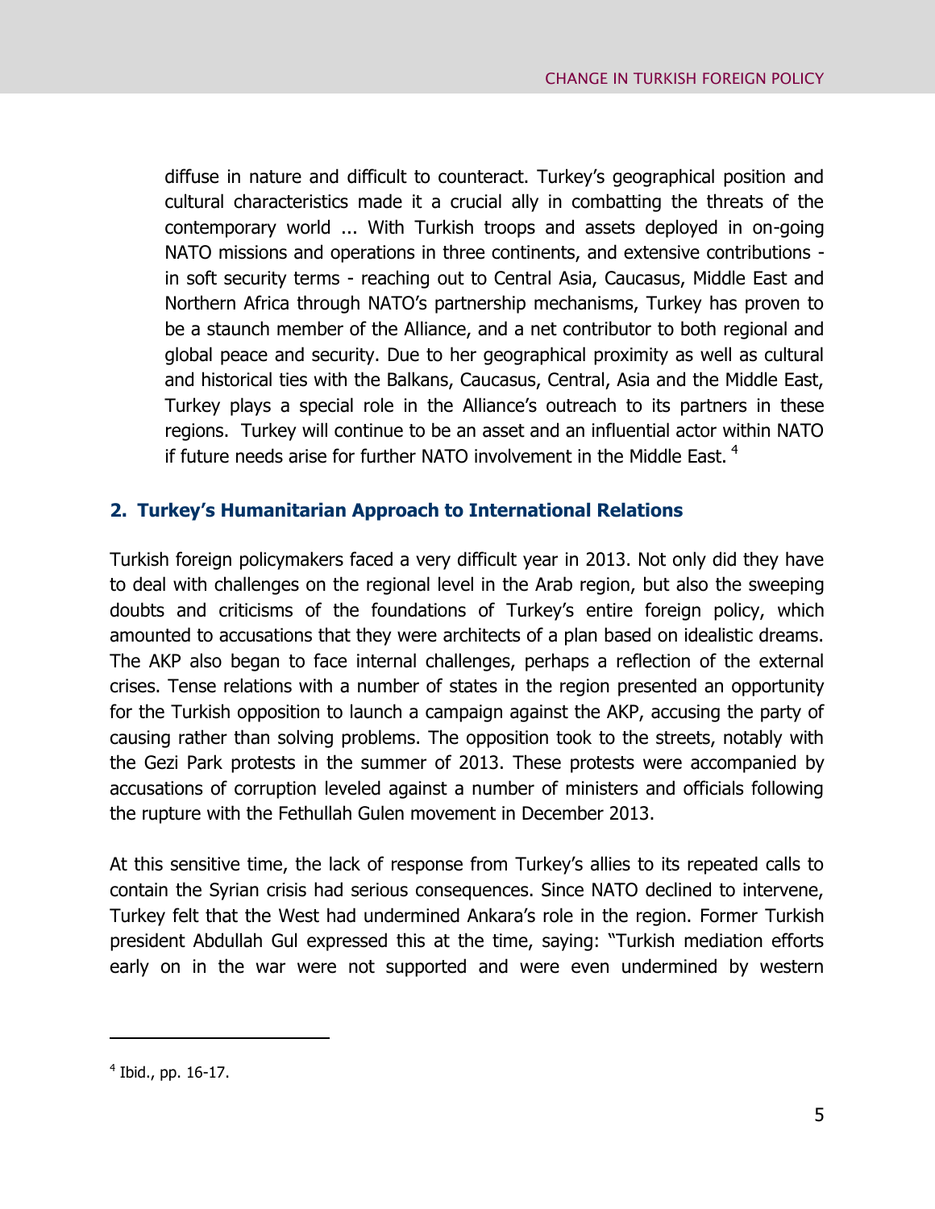> diffuse in nature and difficult to counteract. Turkey's geographical position and cultural characteristics made it a crucial ally in combatting the threats of the contemporary world ... With Turkish troops and assets deployed in on-going NATO missions and operations in three continents, and extensive contributions - in soft security terms - reaching out to Central Asia, Caucasus, Middle East and Northern Africa through NATO's partnership mechanisms, Turkey has proven to be a staunch member of the Alliance, and a net contributor to both regional and global peace and security. Due to her geographical proximity as well as cultural and historical ties with the Balkans, Caucasus, Central, Asia and the Middle East, Turkey plays a special role in the Alliance's outreach to its partners in these regions. Turkey will continue to be an asset and an influential actor within NATO if future needs arise for further NATO involvement in the Middle East. [4]

## 2. Turkey's Humanitarian Approach to International Relations

Turkish foreign policymakers faced a very difficult year in 2013. Not only did they have to deal with challenges on the regional level in the Arab region, but also the sweeping doubts and criticisms of the foundations of Turkey's entire foreign policy, which amounted to accusations that they were architects of a plan based on idealistic dreams. The AKP also began to face internal challenges, perhaps a reflection of the external crises. Tense relations with a number of states in the region presented an opportunity for the Turkish opposition to launch a campaign against the AKP, accusing the party of causing rather than solving problems. The opposition took to the streets, notably with the Gezi Park protests in the summer of 2013. These protests were accompanied by accusations of corruption leveled against a number of ministers and officials following the rupture with the Fethullah Gulen movement in December 2013.

At this sensitive time, the lack of response from Turkey's allies to its repeated calls to contain the Syrian crisis had serious consequences. Since NATO declined to intervene, Turkey felt that the West had undermined Ankara's role in the region. Former Turkish president Abdullah Gul expressed this at the time, saying: "Turkish mediation efforts early on in the war were not supported and were even undermined by western

---

[4] Ibid., pp. 16-17.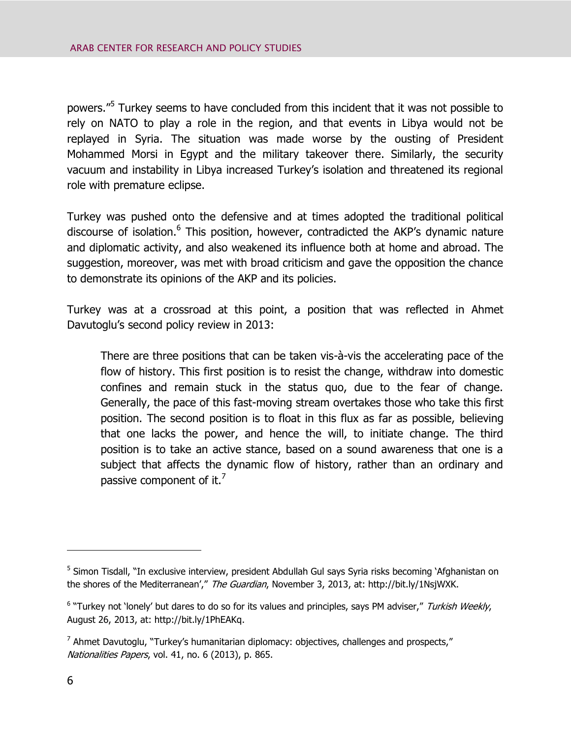powers."[5] Turkey seems to have concluded from this incident that it was not possible to rely on NATO to play a role in the region, and that events in Libya would not be replayed in Syria. The situation was made worse by the ousting of President Mohammed Morsi in Egypt and the military takeover there. Similarly, the security vacuum and instability in Libya increased Turkey's isolation and threatened its regional role with premature eclipse.

Turkey was pushed onto the defensive and at times adopted the traditional political discourse of isolation.[6] This position, however, contradicted the AKP's dynamic nature and diplomatic activity, and also weakened its influence both at home and abroad. The suggestion, moreover, was met with broad criticism and gave the opposition the chance to demonstrate its opinions of the AKP and its policies.

Turkey was at a crossroad at this point, a position that was reflected in Ahmet Davutoglu's second policy review in 2013:

> There are three positions that can be taken vis-à-vis the accelerating pace of the flow of history. This first position is to resist the change, withdraw into domestic confines and remain stuck in the status quo, due to the fear of change. Generally, the pace of this fast-moving stream overtakes those who take this first position. The second position is to float in this flux as far as possible, believing that one lacks the power, and hence the will, to initiate change. The third position is to take an active stance, based on a sound awareness that one is a subject that affects the dynamic flow of history, rather than an ordinary and passive component of it.[7]

---

[5] Simon Tisdall, "In exclusive interview, president Abdullah Gul says Syria risks becoming 'Afghanistan on the shores of the Mediterranean'," *The Guardian*, November 3, 2013, at: http://bit.ly/1NsjWXK.

[6] "Turkey not 'lonely' but dares to do so for its values and principles, says PM adviser," *Turkish Weekly*, August 26, 2013, at: http://bit.ly/1PhEAKq.

[7] Ahmet Davutoglu, "Turkey's humanitarian diplomacy: objectives, challenges and prospects," *Nationalities Papers*, vol. 41, no. 6 (2013), p. 865.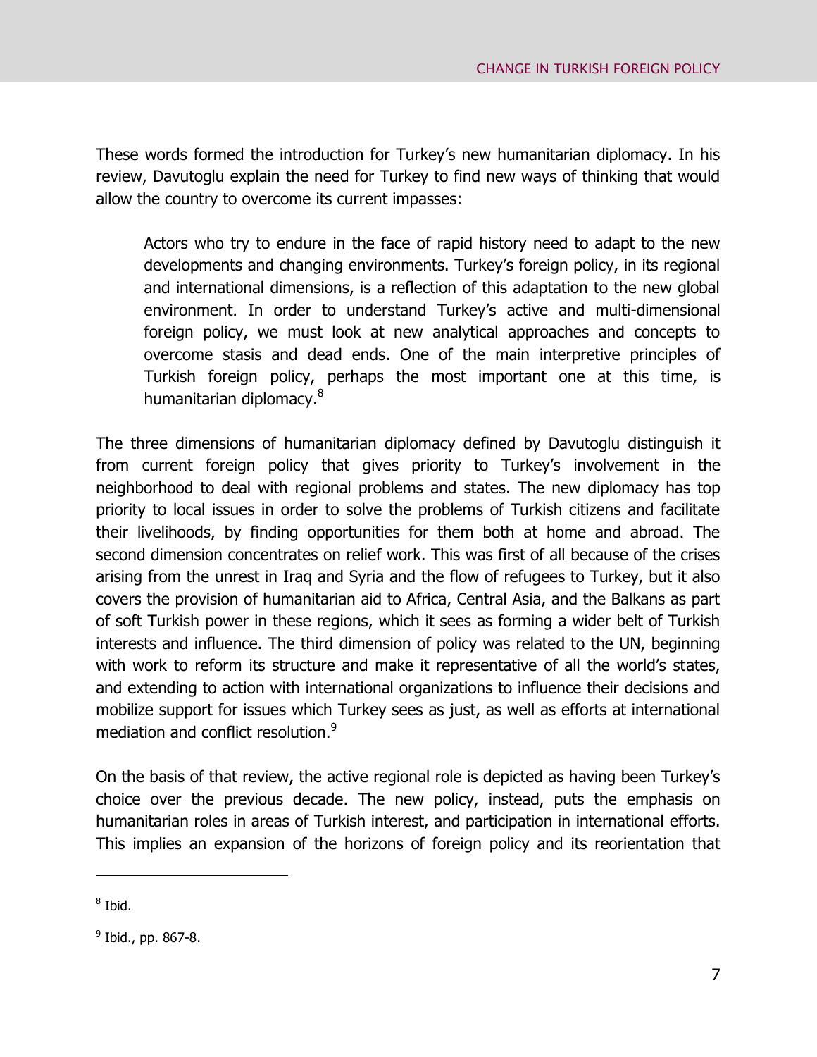These words formed the introduction for Turkey's new humanitarian diplomacy. In his review, Davutoglu explain the need for Turkey to find new ways of thinking that would allow the country to overcome its current impasses:

> Actors who try to endure in the face of rapid history need to adapt to the new developments and changing environments. Turkey's foreign policy, in its regional and international dimensions, is a reflection of this adaptation to the new global environment. In order to understand Turkey's active and multi-dimensional foreign policy, we must look at new analytical approaches and concepts to overcome stasis and dead ends. One of the main interpretive principles of Turkish foreign policy, perhaps the most important one at this time, is humanitarian diplomacy.[8]

The three dimensions of humanitarian diplomacy defined by Davutoglu distinguish it from current foreign policy that gives priority to Turkey's involvement in the neighborhood to deal with regional problems and states. The new diplomacy has top priority to local issues in order to solve the problems of Turkish citizens and facilitate their livelihoods, by finding opportunities for them both at home and abroad. The second dimension concentrates on relief work. This was first of all because of the crises arising from the unrest in Iraq and Syria and the flow of refugees to Turkey, but it also covers the provision of humanitarian aid to Africa, Central Asia, and the Balkans as part of soft Turkish power in these regions, which it sees as forming a wider belt of Turkish interests and influence. The third dimension of policy was related to the UN, beginning with work to reform its structure and make it representative of all the world's states, and extending to action with international organizations to influence their decisions and mobilize support for issues which Turkey sees as just, as well as efforts at international mediation and conflict resolution.[9]

On the basis of that review, the active regional role is depicted as having been Turkey's choice over the previous decade. The new policy, instead, puts the emphasis on humanitarian roles in areas of Turkish interest, and participation in international efforts. This implies an expansion of the horizons of foreign policy and its reorientation that

---

[8] Ibid.

[9] Ibid., pp. 867-8.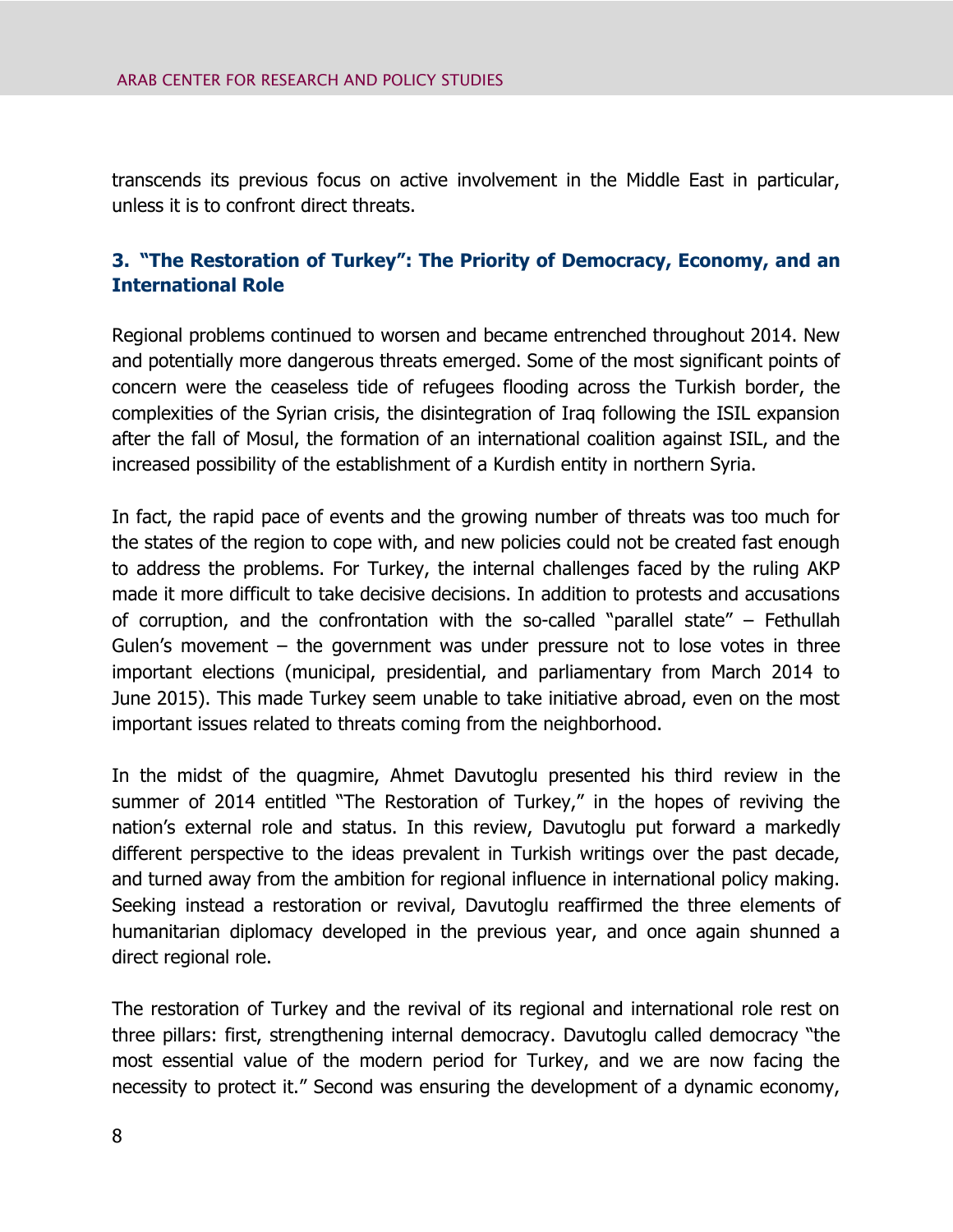transcends its previous focus on active involvement in the Middle East in particular, unless it is to confront direct threats.

### 3. "The Restoration of Turkey": The Priority of Democracy, Economy, and an International Role

Regional problems continued to worsen and became entrenched throughout 2014. New and potentially more dangerous threats emerged. Some of the most significant points of concern were the ceaseless tide of refugees flooding across the Turkish border, the complexities of the Syrian crisis, the disintegration of Iraq following the ISIL expansion after the fall of Mosul, the formation of an international coalition against ISIL, and the increased possibility of the establishment of a Kurdish entity in northern Syria.

In fact, the rapid pace of events and the growing number of threats was too much for the states of the region to cope with, and new policies could not be created fast enough to address the problems. For Turkey, the internal challenges faced by the ruling AKP made it more difficult to take decisive decisions. In addition to protests and accusations of corruption, and the confrontation with the so-called "parallel state" – Fethullah Gulen's movement – the government was under pressure not to lose votes in three important elections (municipal, presidential, and parliamentary from March 2014 to June 2015). This made Turkey seem unable to take initiative abroad, even on the most important issues related to threats coming from the neighborhood.

In the midst of the quagmire, Ahmet Davutoglu presented his third review in the summer of 2014 entitled "The Restoration of Turkey," in the hopes of reviving the nation's external role and status. In this review, Davutoglu put forward a markedly different perspective to the ideas prevalent in Turkish writings over the past decade, and turned away from the ambition for regional influence in international policy making. Seeking instead a restoration or revival, Davutoglu reaffirmed the three elements of humanitarian diplomacy developed in the previous year, and once again shunned a direct regional role.

The restoration of Turkey and the revival of its regional and international role rest on three pillars: first, strengthening internal democracy. Davutoglu called democracy "the most essential value of the modern period for Turkey, and we are now facing the necessity to protect it." Second was ensuring the development of a dynamic economy,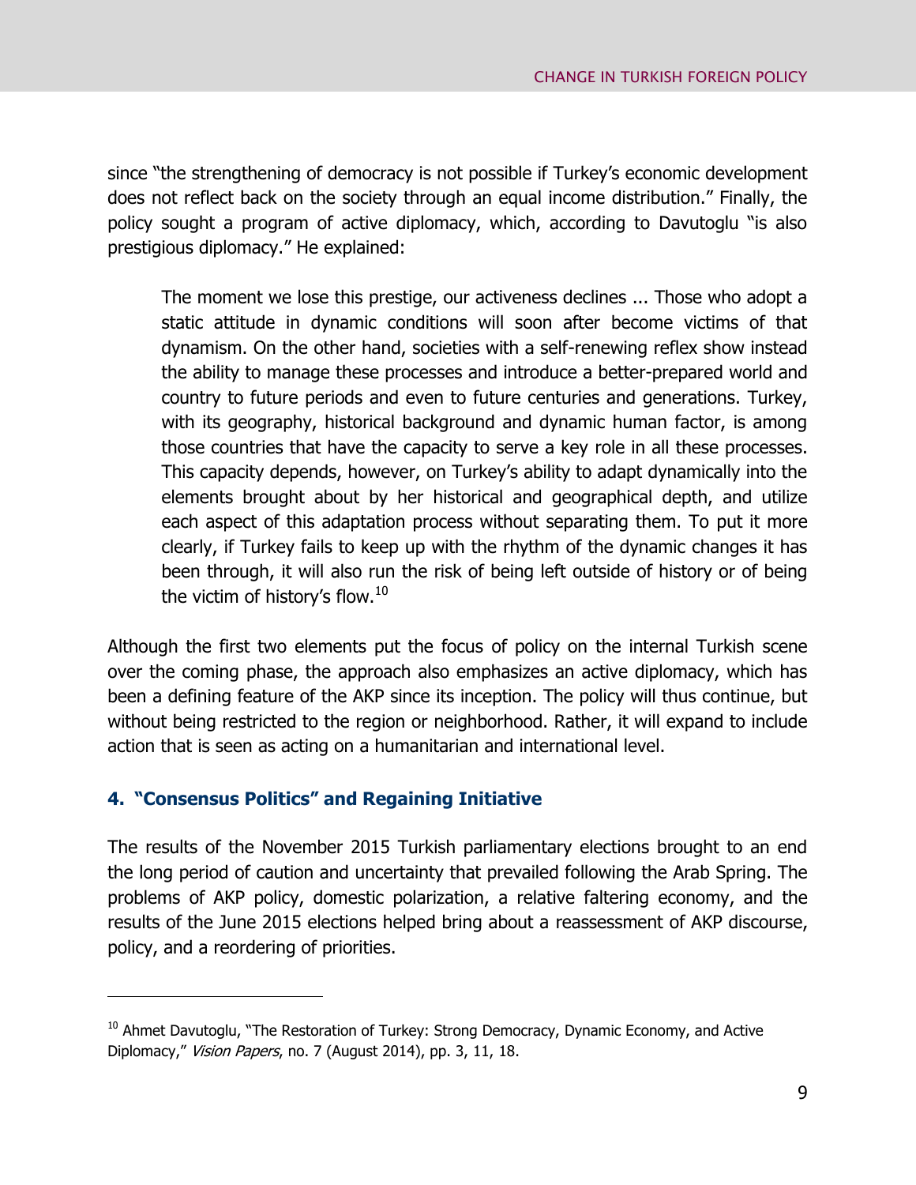since "the strengthening of democracy is not possible if Turkey's economic development does not reflect back on the society through an equal income distribution." Finally, the policy sought a program of active diplomacy, which, according to Davutoglu "is also prestigious diplomacy." He explained:

> The moment we lose this prestige, our activeness declines ... Those who adopt a static attitude in dynamic conditions will soon after become victims of that dynamism. On the other hand, societies with a self-renewing reflex show instead the ability to manage these processes and introduce a better-prepared world and country to future periods and even to future centuries and generations. Turkey, with its geography, historical background and dynamic human factor, is among those countries that have the capacity to serve a key role in all these processes. This capacity depends, however, on Turkey's ability to adapt dynamically into the elements brought about by her historical and geographical depth, and utilize each aspect of this adaptation process without separating them. To put it more clearly, if Turkey fails to keep up with the rhythm of the dynamic changes it has been through, it will also run the risk of being left outside of history or of being the victim of history's flow.[10]

Although the first two elements put the focus of policy on the internal Turkish scene over the coming phase, the approach also emphasizes an active diplomacy, which has been a defining feature of the AKP since its inception. The policy will thus continue, but without being restricted to the region or neighborhood. Rather, it will expand to include action that is seen as acting on a humanitarian and international level.

## 4. "Consensus Politics" and Regaining Initiative

The results of the November 2015 Turkish parliamentary elections brought to an end the long period of caution and uncertainty that prevailed following the Arab Spring. The problems of AKP policy, domestic polarization, a relative faltering economy, and the results of the June 2015 elections helped bring about a reassessment of AKP discourse, policy, and a reordering of priorities.

---

[10] Ahmet Davutoglu, "The Restoration of Turkey: Strong Democracy, Dynamic Economy, and Active Diplomacy," *Vision Papers*, no. 7 (August 2014), pp. 3, 11, 18.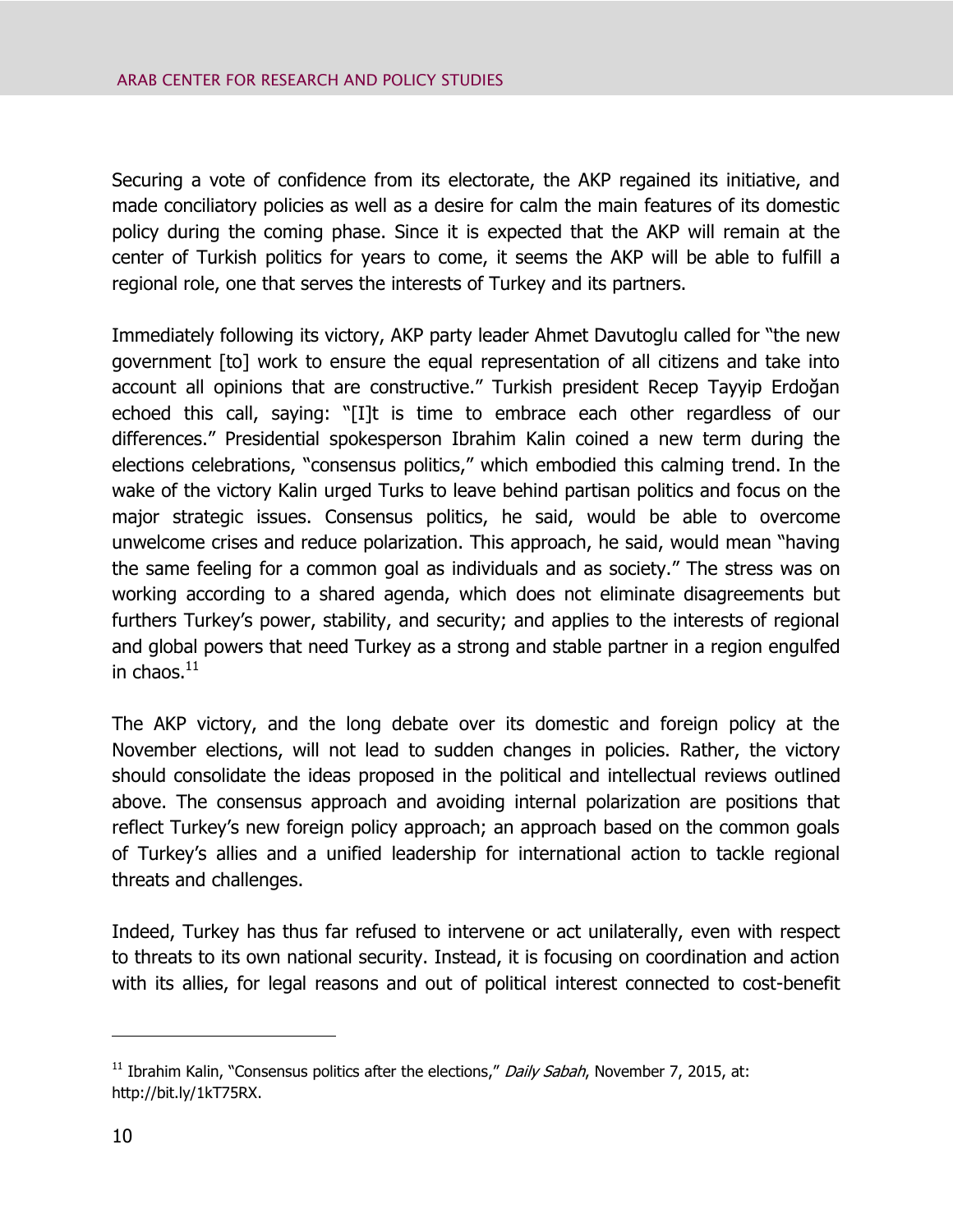Securing a vote of confidence from its electorate, the AKP regained its initiative, and made conciliatory policies as well as a desire for calm the main features of its domestic policy during the coming phase. Since it is expected that the AKP will remain at the center of Turkish politics for years to come, it seems the AKP will be able to fulfill a regional role, one that serves the interests of Turkey and its partners.

Immediately following its victory, AKP party leader Ahmet Davutoglu called for "the new government [to] work to ensure the equal representation of all citizens and take into account all opinions that are constructive." Turkish president Recep Tayyip Erdoğan echoed this call, saying: "[I]t is time to embrace each other regardless of our differences." Presidential spokesperson Ibrahim Kalin coined a new term during the elections celebrations, "consensus politics," which embodied this calming trend. In the wake of the victory Kalin urged Turks to leave behind partisan politics and focus on the major strategic issues. Consensus politics, he said, would be able to overcome unwelcome crises and reduce polarization. This approach, he said, would mean "having the same feeling for a common goal as individuals and as society." The stress was on working according to a shared agenda, which does not eliminate disagreements but furthers Turkey's power, stability, and security; and applies to the interests of regional and global powers that need Turkey as a strong and stable partner in a region engulfed in chaos.[11]

The AKP victory, and the long debate over its domestic and foreign policy at the November elections, will not lead to sudden changes in policies. Rather, the victory should consolidate the ideas proposed in the political and intellectual reviews outlined above. The consensus approach and avoiding internal polarization are positions that reflect Turkey's new foreign policy approach; an approach based on the common goals of Turkey's allies and a unified leadership for international action to tackle regional threats and challenges.

Indeed, Turkey has thus far refused to intervene or act unilaterally, even with respect to threats to its own national security. Instead, it is focusing on coordination and action with its allies, for legal reasons and out of political interest connected to cost-benefit

---

[11] Ibrahim Kalin, "Consensus politics after the elections," *Daily Sabah*, November 7, 2015, at: http://bit.ly/1kT75RX.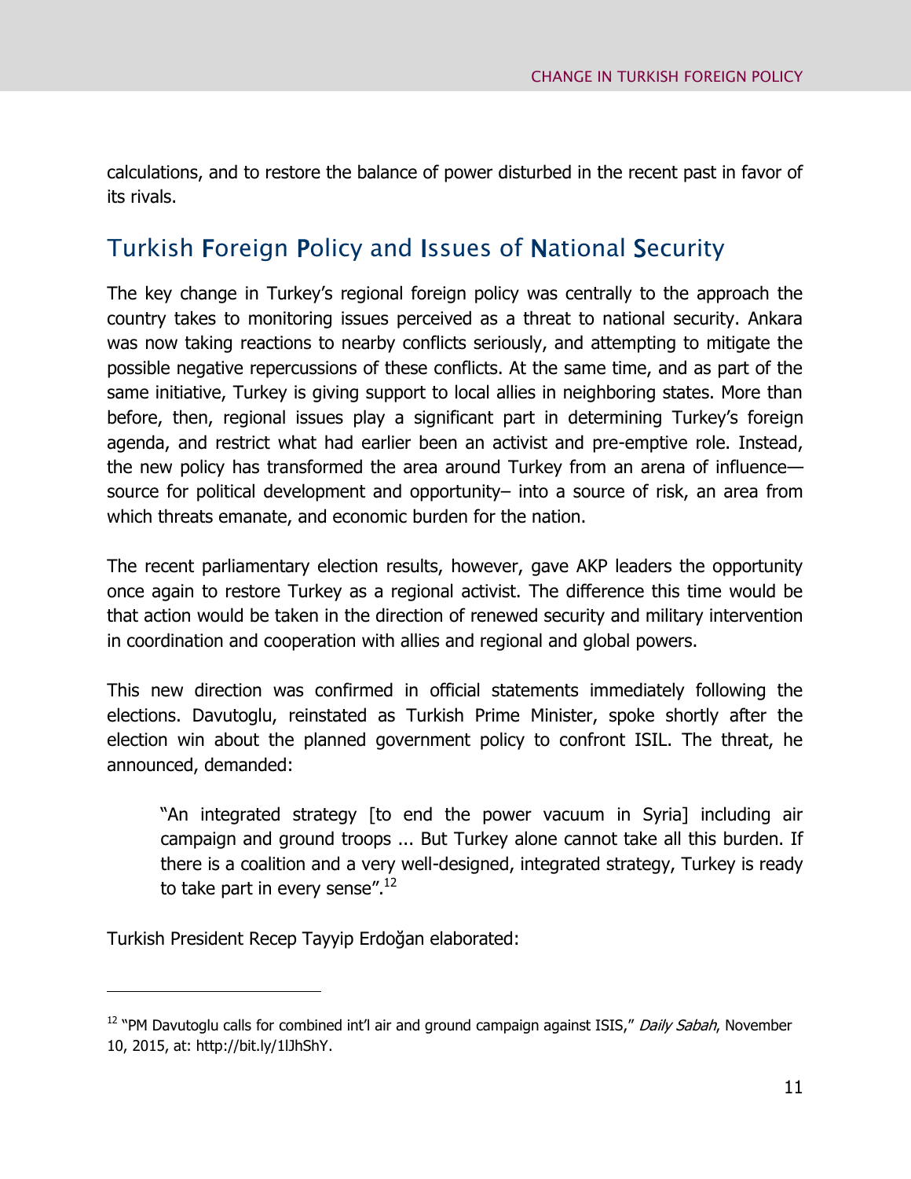calculations, and to restore the balance of power disturbed in the recent past in favor of its rivals.

## Turkish Foreign Policy and Issues of National Security

The key change in Turkey's regional foreign policy was centrally to the approach the country takes to monitoring issues perceived as a threat to national security. Ankara was now taking reactions to nearby conflicts seriously, and attempting to mitigate the possible negative repercussions of these conflicts. At the same time, and as part of the same initiative, Turkey is giving support to local allies in neighboring states. More than before, then, regional issues play a significant part in determining Turkey's foreign agenda, and restrict what had earlier been an activist and pre-emptive role. Instead, the new policy has transformed the area around Turkey from an arena of influence—source for political development and opportunity– into a source of risk, an area from which threats emanate, and economic burden for the nation.

The recent parliamentary election results, however, gave AKP leaders the opportunity once again to restore Turkey as a regional activist. The difference this time would be that action would be taken in the direction of renewed security and military intervention in coordination and cooperation with allies and regional and global powers.

This new direction was confirmed in official statements immediately following the elections. Davutoglu, reinstated as Turkish Prime Minister, spoke shortly after the election win about the planned government policy to confront ISIL. The threat, he announced, demanded:

> "An integrated strategy [to end the power vacuum in Syria] including air campaign and ground troops ... But Turkey alone cannot take all this burden. If there is a coalition and a very well-designed, integrated strategy, Turkey is ready to take part in every sense".[12]

Turkish President Recep Tayyip Erdoğan elaborated:

---

[12] "PM Davutoglu calls for combined int'l air and ground campaign against ISIS," *Daily Sabah*, November 10, 2015, at: http://bit.ly/1lJhShY.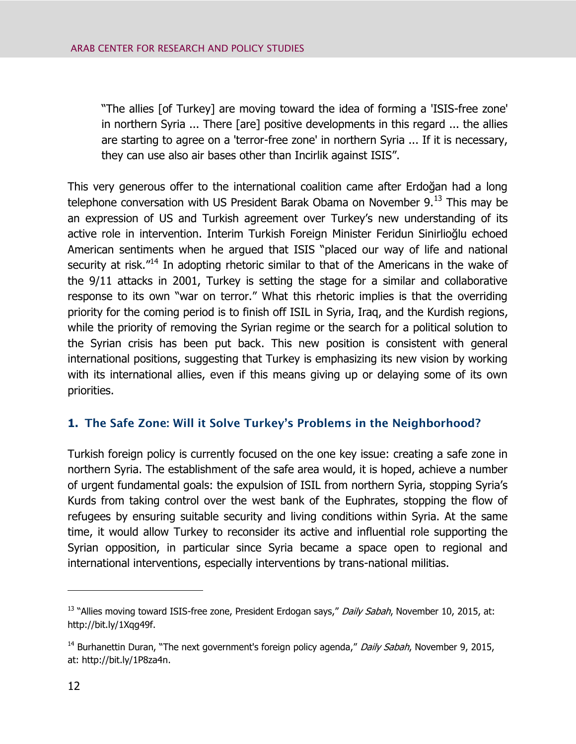> "The allies [of Turkey] are moving toward the idea of forming a 'ISIS-free zone' in northern Syria ... There [are] positive developments in this regard ... the allies are starting to agree on a 'terror-free zone' in northern Syria ... If it is necessary, they can use also air bases other than Incirlik against ISIS".

This very generous offer to the international coalition came after Erdoğan had a long telephone conversation with US President Barak Obama on November 9.[13] This may be an expression of US and Turkish agreement over Turkey's new understanding of its active role in intervention. Interim Turkish Foreign Minister Feridun Sinirlioğlu echoed American sentiments when he argued that ISIS "placed our way of life and national security at risk."[14] In adopting rhetoric similar to that of the Americans in the wake of the 9/11 attacks in 2001, Turkey is setting the stage for a similar and collaborative response to its own "war on terror." What this rhetoric implies is that the overriding priority for the coming period is to finish off ISIL in Syria, Iraq, and the Kurdish regions, while the priority of removing the Syrian regime or the search for a political solution to the Syrian crisis has been put back. This new position is consistent with general international positions, suggesting that Turkey is emphasizing its new vision by working with its international allies, even if this means giving up or delaying some of its own priorities.

## 1. The Safe Zone: Will it Solve Turkey's Problems in the Neighborhood?

Turkish foreign policy is currently focused on the one key issue: creating a safe zone in northern Syria. The establishment of the safe area would, it is hoped, achieve a number of urgent fundamental goals: the expulsion of ISIL from northern Syria, stopping Syria's Kurds from taking control over the west bank of the Euphrates, stopping the flow of refugees by ensuring suitable security and living conditions within Syria. At the same time, it would allow Turkey to reconsider its active and influential role supporting the Syrian opposition, in particular since Syria became a space open to regional and international interventions, especially interventions by trans-national militias.

---

[13] "Allies moving toward ISIS-free zone, President Erdogan says," *Daily Sabah*, November 10, 2015, at: http://bit.ly/1Xqg49f.

[14] Burhanettin Duran, "The next government's foreign policy agenda," *Daily Sabah*, November 9, 2015, at: http://bit.ly/1P8za4n.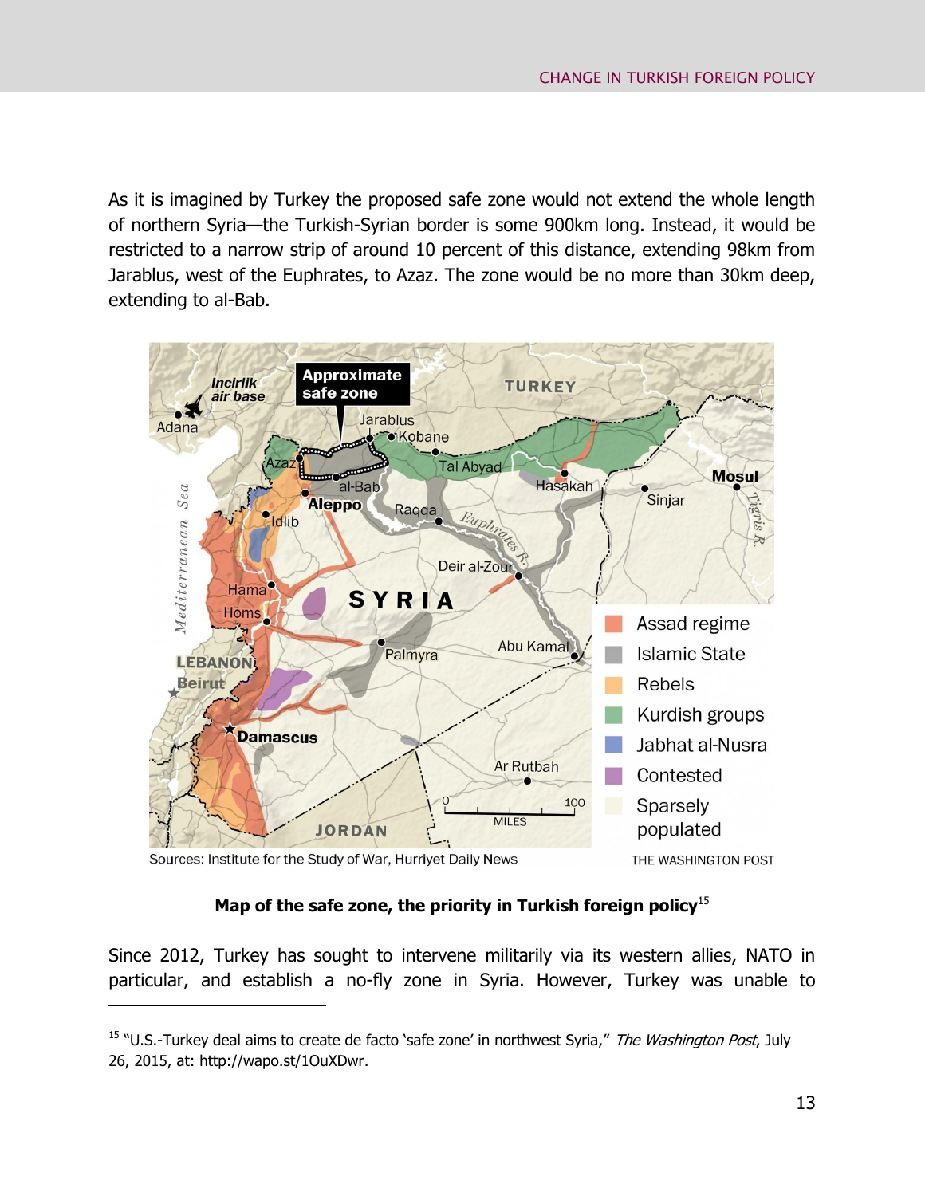As it is imagined by Turkey the proposed safe zone would not extend the whole length of northern Syria—the Turkish-Syrian border is some 900km long. Instead, it would be restricted to a narrow strip of around 10 percent of this distance, extending 98km from Jarablus, west of the Euphrates, to Azaz. The zone would be no more than 30km deep, extending to al-Bab.

**Map of the safe zone, the priority in Turkish foreign policy**[15]

Since 2012, Turkey has sought to intervene militarily via its western allies, NATO in particular, and establish a no-fly zone in Syria. However, Turkey was unable to

---

[15] "U.S.-Turkey deal aims to create de facto 'safe zone' in northwest Syria," *The Washington Post*, July 26, 2015, at: http://wapo.st/1OuXDwr.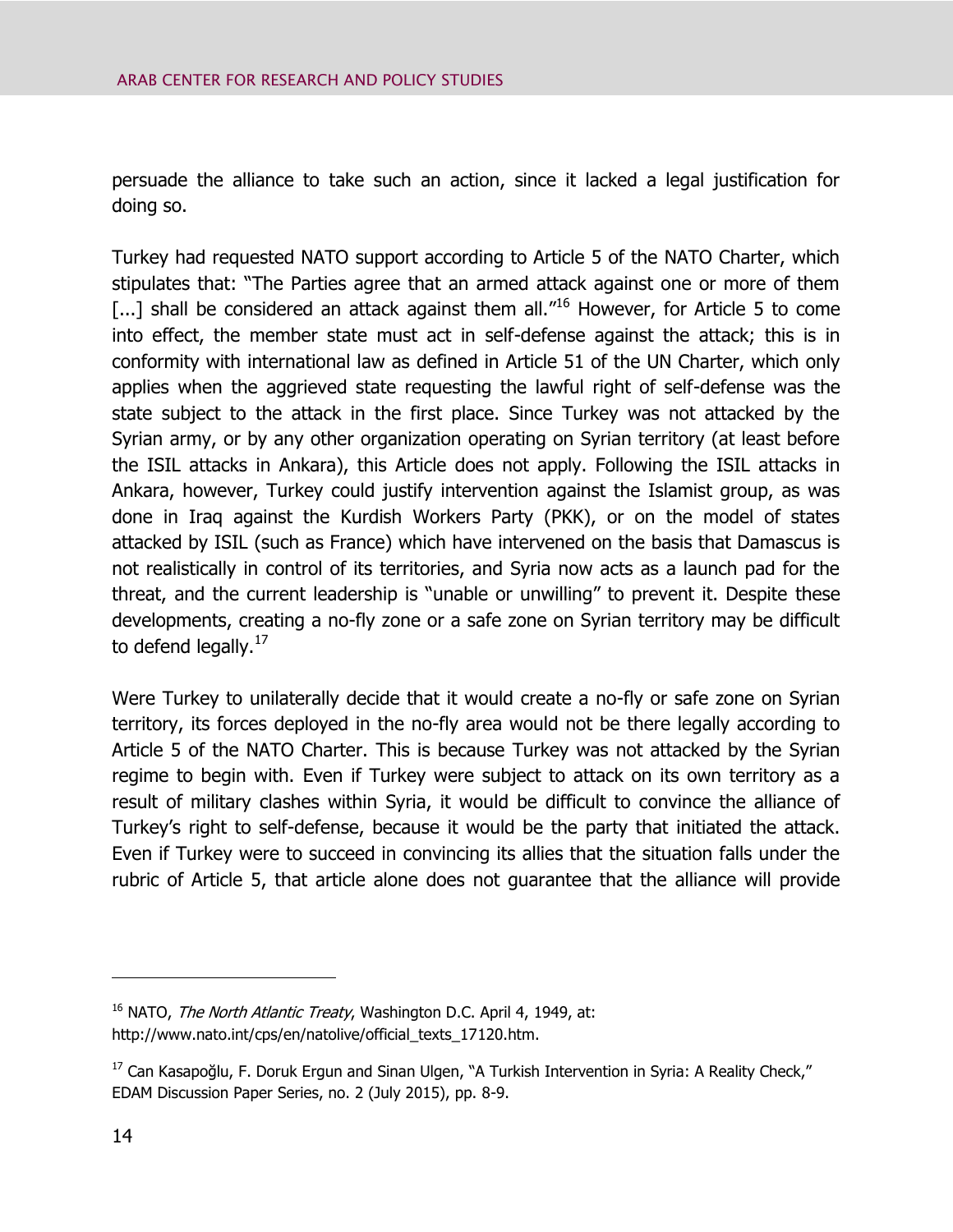persuade the alliance to take such an action, since it lacked a legal justification for doing so.

Turkey had requested NATO support according to Article 5 of the NATO Charter, which stipulates that: "The Parties agree that an armed attack against one or more of them [...] shall be considered an attack against them all."[16] However, for Article 5 to come into effect, the member state must act in self-defense against the attack; this is in conformity with international law as defined in Article 51 of the UN Charter, which only applies when the aggrieved state requesting the lawful right of self-defense was the state subject to the attack in the first place. Since Turkey was not attacked by the Syrian army, or by any other organization operating on Syrian territory (at least before the ISIL attacks in Ankara), this Article does not apply. Following the ISIL attacks in Ankara, however, Turkey could justify intervention against the Islamist group, as was done in Iraq against the Kurdish Workers Party (PKK), or on the model of states attacked by ISIL (such as France) which have intervened on the basis that Damascus is not realistically in control of its territories, and Syria now acts as a launch pad for the threat, and the current leadership is "unable or unwilling" to prevent it. Despite these developments, creating a no-fly zone or a safe zone on Syrian territory may be difficult to defend legally.[17]

Were Turkey to unilaterally decide that it would create a no-fly or safe zone on Syrian territory, its forces deployed in the no-fly area would not be there legally according to Article 5 of the NATO Charter. This is because Turkey was not attacked by the Syrian regime to begin with. Even if Turkey were subject to attack on its own territory as a result of military clashes within Syria, it would be difficult to convince the alliance of Turkey's right to self-defense, because it would be the party that initiated the attack. Even if Turkey were to succeed in convincing its allies that the situation falls under the rubric of Article 5, that article alone does not guarantee that the alliance will provide

---

[16] NATO, *The North Atlantic Treaty*, Washington D.C. April 4, 1949, at: http://www.nato.int/cps/en/natolive/official_texts_17120.htm.

[17] Can Kasapoğlu, F. Doruk Ergun and Sinan Ulgen, "A Turkish Intervention in Syria: A Reality Check," EDAM Discussion Paper Series, no. 2 (July 2015), pp. 8-9.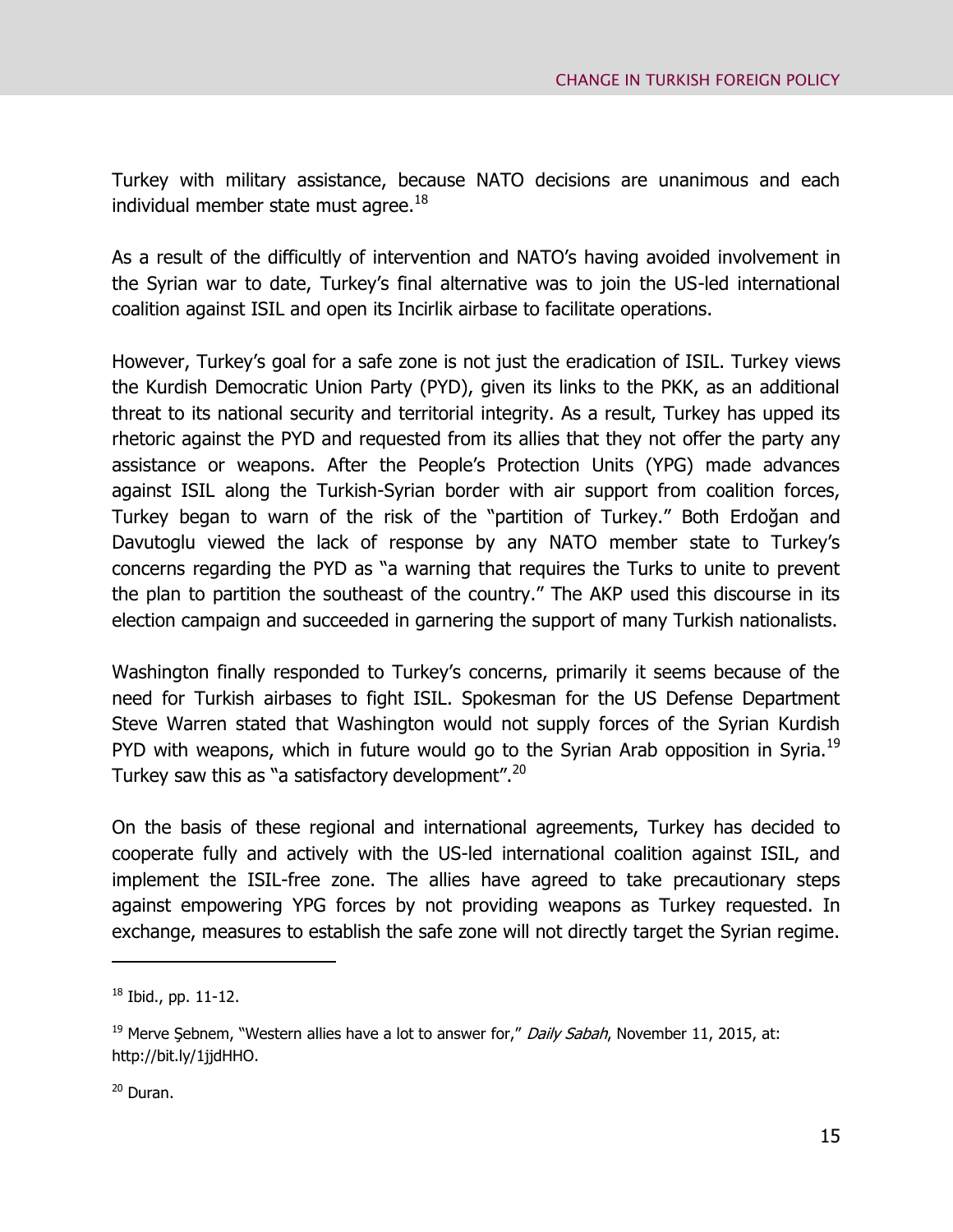Turkey with military assistance, because NATO decisions are unanimous and each individual member state must agree.[18]

As a result of the difficultly of intervention and NATO's having avoided involvement in the Syrian war to date, Turkey's final alternative was to join the US-led international coalition against ISIL and open its Incirlik airbase to facilitate operations.

However, Turkey's goal for a safe zone is not just the eradication of ISIL. Turkey views the Kurdish Democratic Union Party (PYD), given its links to the PKK, as an additional threat to its national security and territorial integrity. As a result, Turkey has upped its rhetoric against the PYD and requested from its allies that they not offer the party any assistance or weapons. After the People's Protection Units (YPG) made advances against ISIL along the Turkish-Syrian border with air support from coalition forces, Turkey began to warn of the risk of the "partition of Turkey." Both Erdoğan and Davutoglu viewed the lack of response by any NATO member state to Turkey's concerns regarding the PYD as "a warning that requires the Turks to unite to prevent the plan to partition the southeast of the country." The AKP used this discourse in its election campaign and succeeded in garnering the support of many Turkish nationalists.

Washington finally responded to Turkey's concerns, primarily it seems because of the need for Turkish airbases to fight ISIL. Spokesman for the US Defense Department Steve Warren stated that Washington would not supply forces of the Syrian Kurdish PYD with weapons, which in future would go to the Syrian Arab opposition in Syria.[19] Turkey saw this as "a satisfactory development".[20]

On the basis of these regional and international agreements, Turkey has decided to cooperate fully and actively with the US-led international coalition against ISIL, and implement the ISIL-free zone. The allies have agreed to take precautionary steps against empowering YPG forces by not providing weapons as Turkey requested. In exchange, measures to establish the safe zone will not directly target the Syrian regime.

---

[18] Ibid., pp. 11-12.

[19] Merve Şebnem, "Western allies have a lot to answer for," *Daily Sabah*, November 11, 2015, at: http://bit.ly/1jjdHHO.

[20] Duran.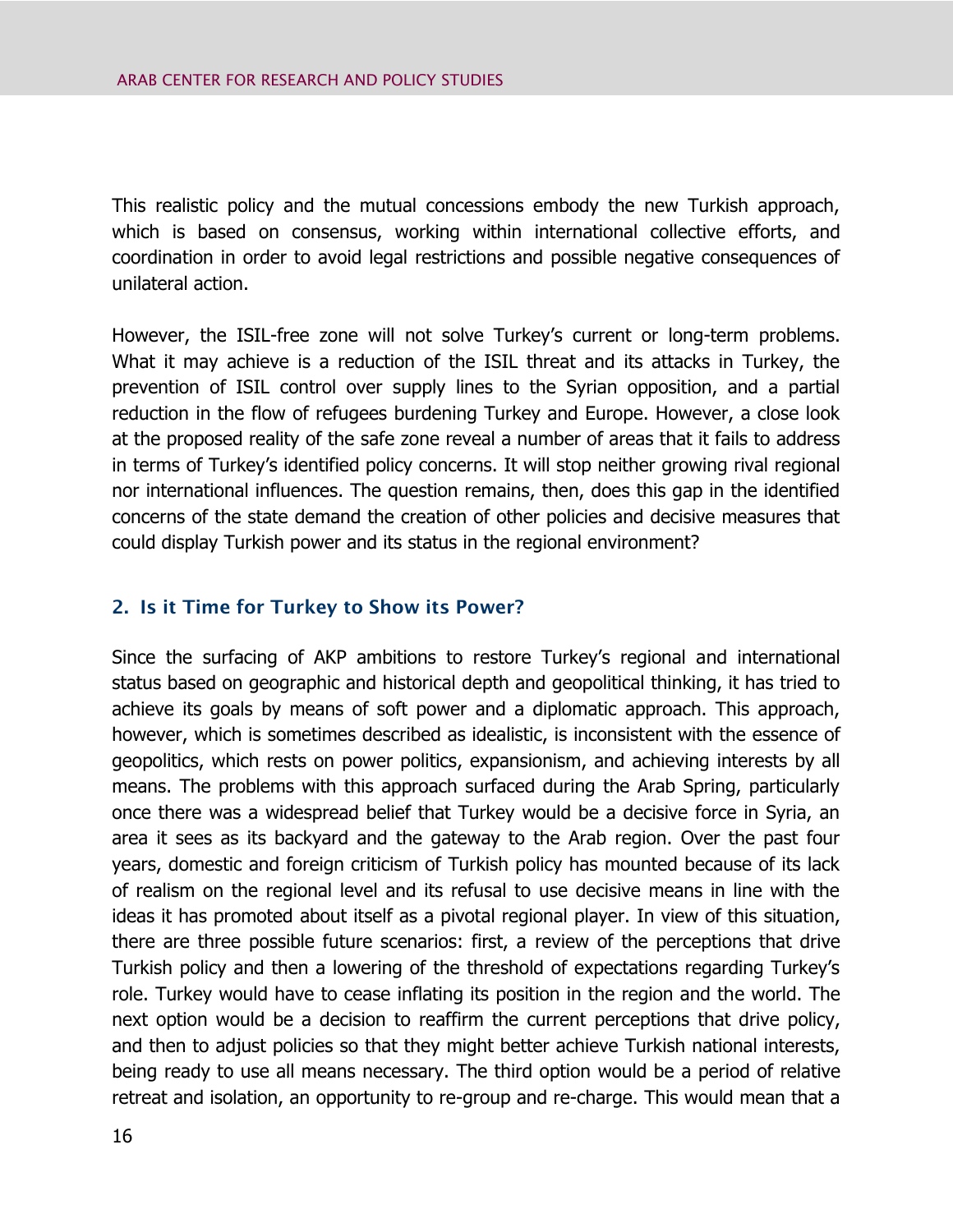This realistic policy and the mutual concessions embody the new Turkish approach, which is based on consensus, working within international collective efforts, and coordination in order to avoid legal restrictions and possible negative consequences of unilateral action.

However, the ISIL-free zone will not solve Turkey's current or long-term problems. What it may achieve is a reduction of the ISIL threat and its attacks in Turkey, the prevention of ISIL control over supply lines to the Syrian opposition, and a partial reduction in the flow of refugees burdening Turkey and Europe. However, a close look at the proposed reality of the safe zone reveal a number of areas that it fails to address in terms of Turkey's identified policy concerns. It will stop neither growing rival regional nor international influences. The question remains, then, does this gap in the identified concerns of the state demand the creation of other policies and decisive measures that could display Turkish power and its status in the regional environment?

## 2. Is it Time for Turkey to Show its Power?

Since the surfacing of AKP ambitions to restore Turkey's regional and international status based on geographic and historical depth and geopolitical thinking, it has tried to achieve its goals by means of soft power and a diplomatic approach. This approach, however, which is sometimes described as idealistic, is inconsistent with the essence of geopolitics, which rests on power politics, expansionism, and achieving interests by all means. The problems with this approach surfaced during the Arab Spring, particularly once there was a widespread belief that Turkey would be a decisive force in Syria, an area it sees as its backyard and the gateway to the Arab region. Over the past four years, domestic and foreign criticism of Turkish policy has mounted because of its lack of realism on the regional level and its refusal to use decisive means in line with the ideas it has promoted about itself as a pivotal regional player. In view of this situation, there are three possible future scenarios: first, a review of the perceptions that drive Turkish policy and then a lowering of the threshold of expectations regarding Turkey's role. Turkey would have to cease inflating its position in the region and the world. The next option would be a decision to reaffirm the current perceptions that drive policy, and then to adjust policies so that they might better achieve Turkish national interests, being ready to use all means necessary. The third option would be a period of relative retreat and isolation, an opportunity to re-group and re-charge. This would mean that a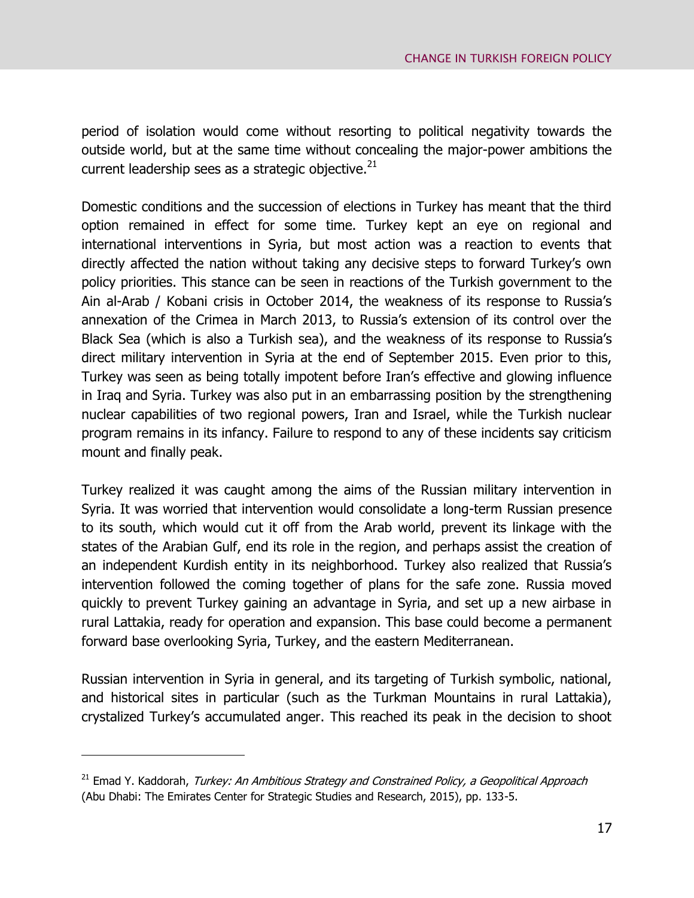period of isolation would come without resorting to political negativity towards the outside world, but at the same time without concealing the major-power ambitions the current leadership sees as a strategic objective.[21]

Domestic conditions and the succession of elections in Turkey has meant that the third option remained in effect for some time. Turkey kept an eye on regional and international interventions in Syria, but most action was a reaction to events that directly affected the nation without taking any decisive steps to forward Turkey's own policy priorities. This stance can be seen in reactions of the Turkish government to the Ain al-Arab / Kobani crisis in October 2014, the weakness of its response to Russia's annexation of the Crimea in March 2013, to Russia's extension of its control over the Black Sea (which is also a Turkish sea), and the weakness of its response to Russia's direct military intervention in Syria at the end of September 2015. Even prior to this, Turkey was seen as being totally impotent before Iran's effective and glowing influence in Iraq and Syria. Turkey was also put in an embarrassing position by the strengthening nuclear capabilities of two regional powers, Iran and Israel, while the Turkish nuclear program remains in its infancy. Failure to respond to any of these incidents say criticism mount and finally peak.

Turkey realized it was caught among the aims of the Russian military intervention in Syria. It was worried that intervention would consolidate a long-term Russian presence to its south, which would cut it off from the Arab world, prevent its linkage with the states of the Arabian Gulf, end its role in the region, and perhaps assist the creation of an independent Kurdish entity in its neighborhood. Turkey also realized that Russia's intervention followed the coming together of plans for the safe zone. Russia moved quickly to prevent Turkey gaining an advantage in Syria, and set up a new airbase in rural Lattakia, ready for operation and expansion. This base could become a permanent forward base overlooking Syria, Turkey, and the eastern Mediterranean.

Russian intervention in Syria in general, and its targeting of Turkish symbolic, national, and historical sites in particular (such as the Turkman Mountains in rural Lattakia), crystalized Turkey's accumulated anger. This reached its peak in the decision to shoot

---

[21] Emad Y. Kaddorah, *Turkey: An Ambitious Strategy and Constrained Policy, a Geopolitical Approach* (Abu Dhabi: The Emirates Center for Strategic Studies and Research, 2015), pp. 133-5.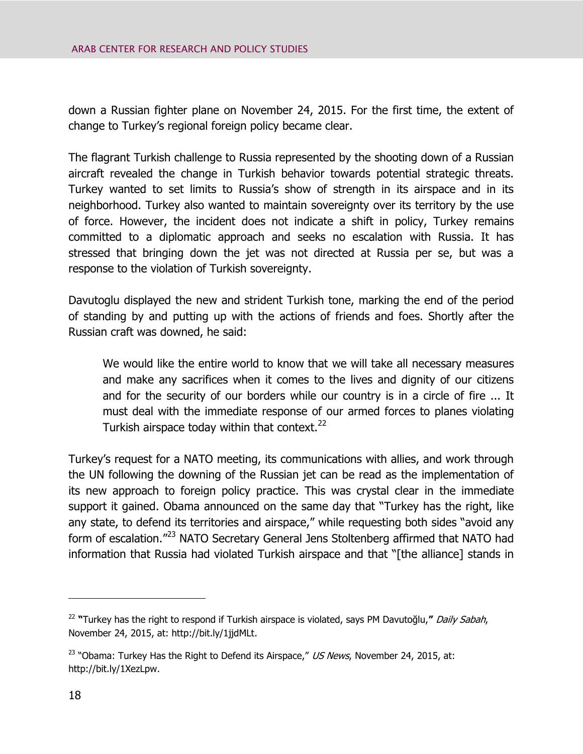down a Russian fighter plane on November 24, 2015. For the first time, the extent of change to Turkey's regional foreign policy became clear.

The flagrant Turkish challenge to Russia represented by the shooting down of a Russian aircraft revealed the change in Turkish behavior towards potential strategic threats. Turkey wanted to set limits to Russia's show of strength in its airspace and in its neighborhood. Turkey also wanted to maintain sovereignty over its territory by the use of force. However, the incident does not indicate a shift in policy, Turkey remains committed to a diplomatic approach and seeks no escalation with Russia. It has stressed that bringing down the jet was not directed at Russia per se, but was a response to the violation of Turkish sovereignty.

Davutoglu displayed the new and strident Turkish tone, marking the end of the period of standing by and putting up with the actions of friends and foes. Shortly after the Russian craft was downed, he said:

> We would like the entire world to know that we will take all necessary measures and make any sacrifices when it comes to the lives and dignity of our citizens and for the security of our borders while our country is in a circle of fire ... It must deal with the immediate response of our armed forces to planes violating Turkish airspace today within that context.[22]

Turkey's request for a NATO meeting, its communications with allies, and work through the UN following the downing of the Russian jet can be read as the implementation of its new approach to foreign policy practice. This was crystal clear in the immediate support it gained. Obama announced on the same day that "Turkey has the right, like any state, to defend its territories and airspace," while requesting both sides "avoid any form of escalation."[23] NATO Secretary General Jens Stoltenberg affirmed that NATO had information that Russia had violated Turkish airspace and that "[the alliance] stands in

---

[22] **"**Turkey has the right to respond if Turkish airspace is violated, says PM Davutoğlu,**"** *Daily Sabah*, November 24, 2015, at: http://bit.ly/1jjdMLt.

[23] "Obama: Turkey Has the Right to Defend its Airspace," *US News*, November 24, 2015, at: http://bit.ly/1XezLpw.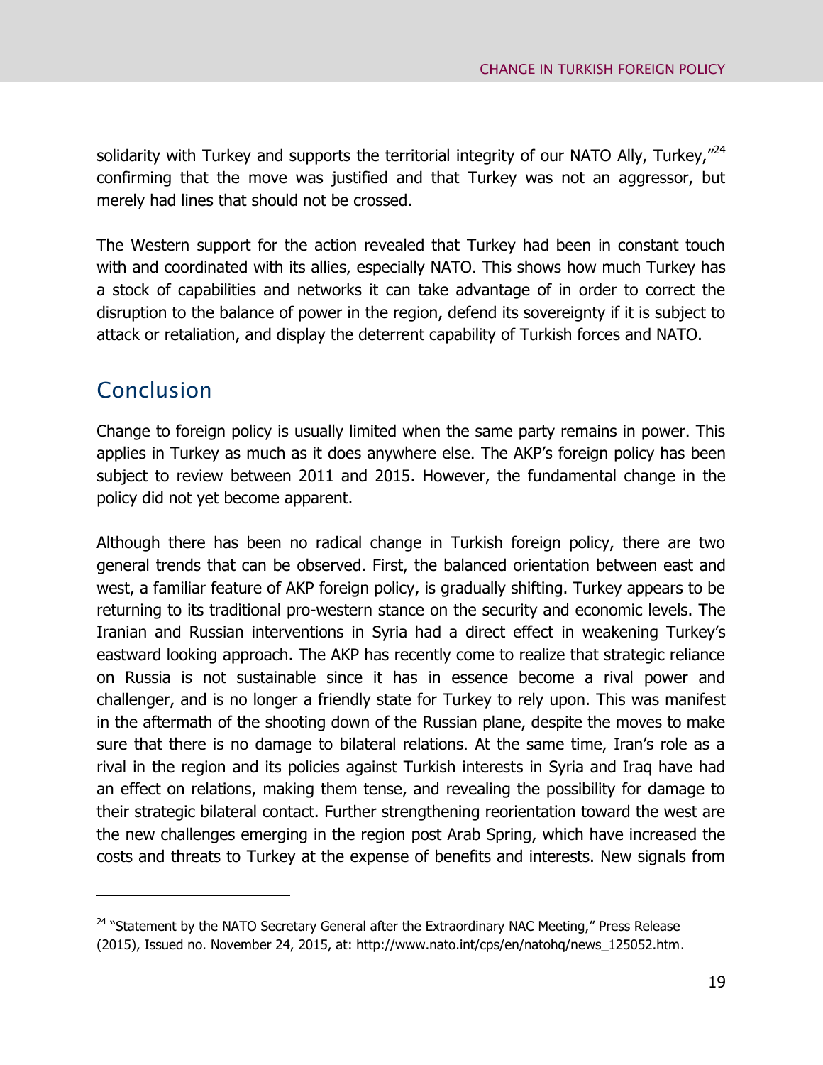solidarity with Turkey and supports the territorial integrity of our NATO Ally, Turkey,"[24] confirming that the move was justified and that Turkey was not an aggressor, but merely had lines that should not be crossed.

The Western support for the action revealed that Turkey had been in constant touch with and coordinated with its allies, especially NATO. This shows how much Turkey has a stock of capabilities and networks it can take advantage of in order to correct the disruption to the balance of power in the region, defend its sovereignty if it is subject to attack or retaliation, and display the deterrent capability of Turkish forces and NATO.

## Conclusion

Change to foreign policy is usually limited when the same party remains in power. This applies in Turkey as much as it does anywhere else. The AKP's foreign policy has been subject to review between 2011 and 2015. However, the fundamental change in the policy did not yet become apparent.

Although there has been no radical change in Turkish foreign policy, there are two general trends that can be observed. First, the balanced orientation between east and west, a familiar feature of AKP foreign policy, is gradually shifting. Turkey appears to be returning to its traditional pro-western stance on the security and economic levels. The Iranian and Russian interventions in Syria had a direct effect in weakening Turkey's eastward looking approach. The AKP has recently come to realize that strategic reliance on Russia is not sustainable since it has in essence become a rival power and challenger, and is no longer a friendly state for Turkey to rely upon. This was manifest in the aftermath of the shooting down of the Russian plane, despite the moves to make sure that there is no damage to bilateral relations. At the same time, Iran's role as a rival in the region and its policies against Turkish interests in Syria and Iraq have had an effect on relations, making them tense, and revealing the possibility for damage to their strategic bilateral contact. Further strengthening reorientation toward the west are the new challenges emerging in the region post Arab Spring, which have increased the costs and threats to Turkey at the expense of benefits and interests. New signals from

---

[24] "Statement by the NATO Secretary General after the Extraordinary NAC Meeting," Press Release (2015), Issued no. November 24, 2015, at: http://www.nato.int/cps/en/natohq/news_125052.htm.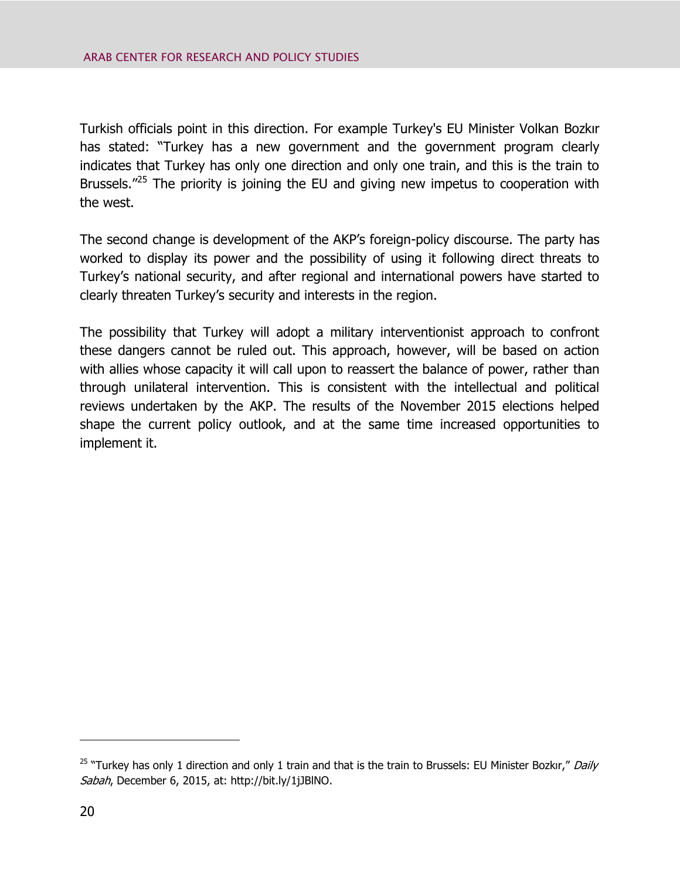Turkish officials point in this direction. For example Turkey's EU Minister Volkan Bozkır has stated: "Turkey has a new government and the government program clearly indicates that Turkey has only one direction and only one train, and this is the train to Brussels."[25] The priority is joining the EU and giving new impetus to cooperation with the west.

The second change is development of the AKP's foreign-policy discourse. The party has worked to display its power and the possibility of using it following direct threats to Turkey's national security, and after regional and international powers have started to clearly threaten Turkey's security and interests in the region.

The possibility that Turkey will adopt a military interventionist approach to confront these dangers cannot be ruled out. This approach, however, will be based on action with allies whose capacity it will call upon to reassert the balance of power, rather than through unilateral intervention. This is consistent with the intellectual and political reviews undertaken by the AKP. The results of the November 2015 elections helped shape the current policy outlook, and at the same time increased opportunities to implement it.

---

[25] "Turkey has only 1 direction and only 1 train and that is the train to Brussels: EU Minister Bozkır," *Daily Sabah*, December 6, 2015, at: http://bit.ly/1jJBlNO.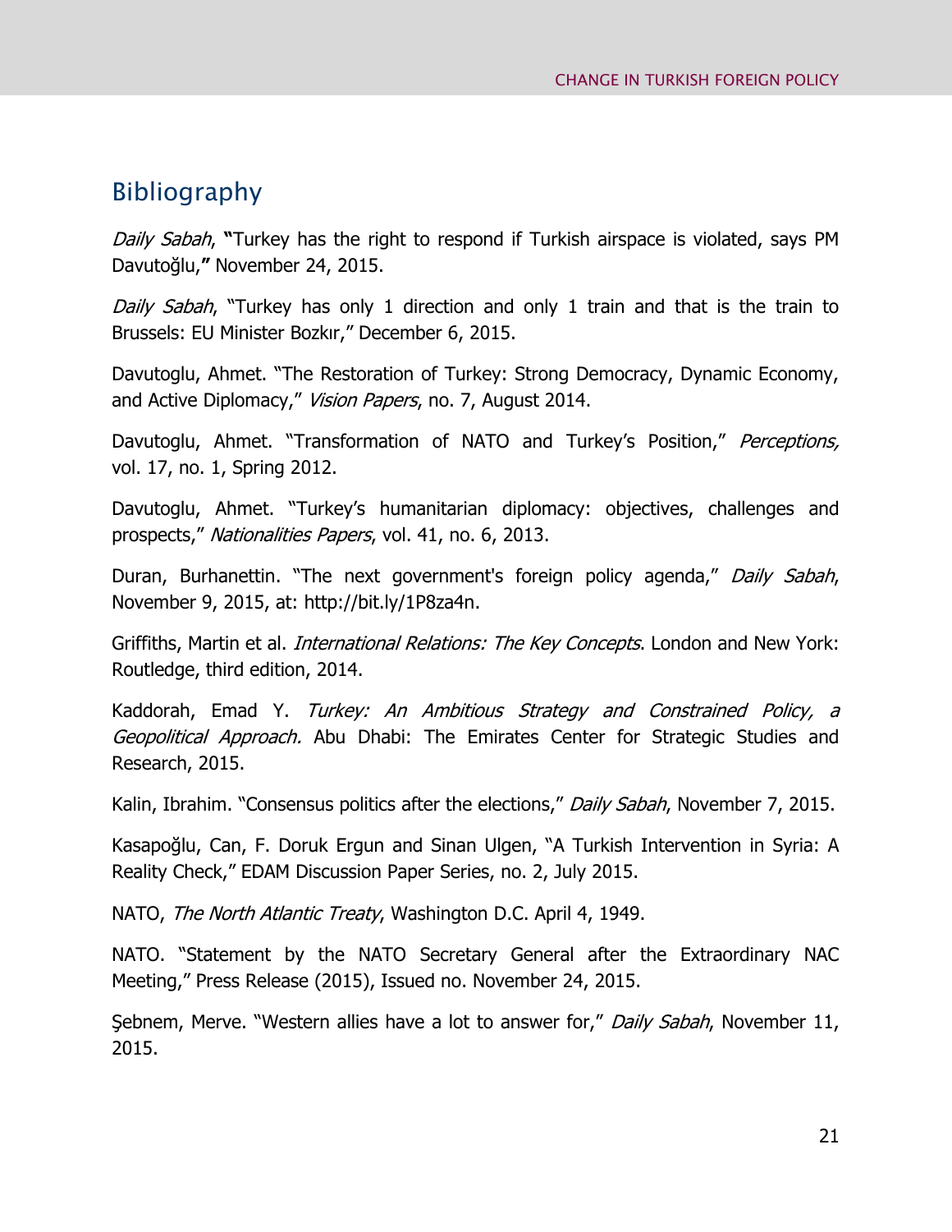## Bibliography

*Daily Sabah*, **"**Turkey has the right to respond if Turkish airspace is violated, says PM Davutoğlu,**"** November 24, 2015.

*Daily Sabah*, "Turkey has only 1 direction and only 1 train and that is the train to Brussels: EU Minister Bozkır," December 6, 2015.

Davutoglu, Ahmet. "The Restoration of Turkey: Strong Democracy, Dynamic Economy, and Active Diplomacy," *Vision Papers*, no. 7, August 2014.

Davutoglu, Ahmet. "Transformation of NATO and Turkey's Position," *Perceptions,* vol. 17, no. 1, Spring 2012.

Davutoglu, Ahmet. "Turkey's humanitarian diplomacy: objectives, challenges and prospects," *Nationalities Papers*, vol. 41, no. 6, 2013.

Duran, Burhanettin. "The next government's foreign policy agenda," *Daily Sabah*, November 9, 2015, at: http://bit.ly/1P8za4n.

Griffiths, Martin et al. *International Relations: The Key Concepts*. London and New York: Routledge, third edition, 2014.

Kaddorah, Emad Y. *Turkey: An Ambitious Strategy and Constrained Policy, a Geopolitical Approach.* Abu Dhabi: The Emirates Center for Strategic Studies and Research, 2015.

Kalin, Ibrahim. "Consensus politics after the elections," *Daily Sabah*, November 7, 2015.

Kasapoğlu, Can, F. Doruk Ergun and Sinan Ulgen, "A Turkish Intervention in Syria: A Reality Check," EDAM Discussion Paper Series, no. 2, July 2015.

NATO, *The North Atlantic Treaty*, Washington D.C. April 4, 1949.

NATO. "Statement by the NATO Secretary General after the Extraordinary NAC Meeting," Press Release (2015), Issued no. November 24, 2015.

Şebnem, Merve. "Western allies have a lot to answer for," *Daily Sabah*, November 11, 2015.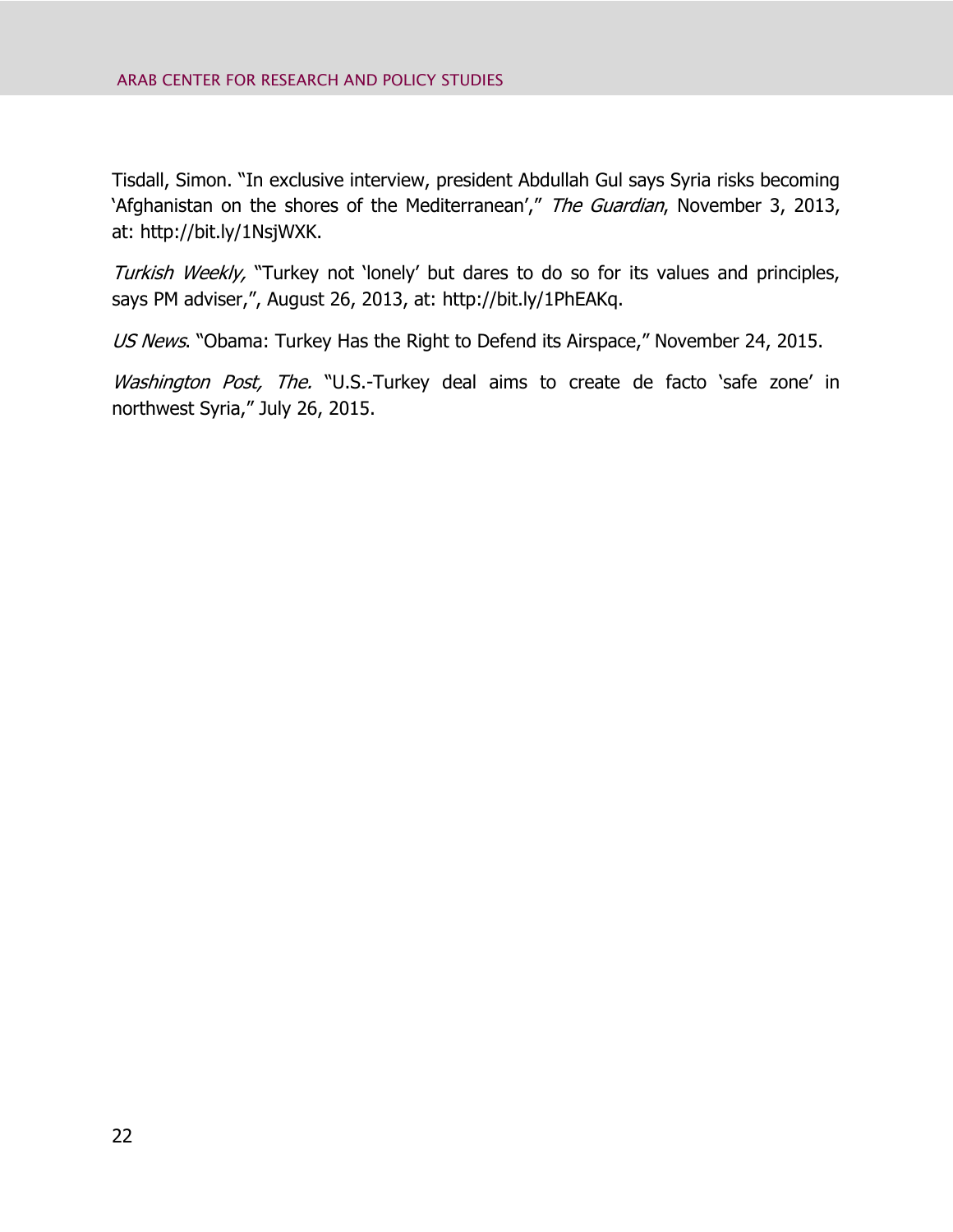Tisdall, Simon. "In exclusive interview, president Abdullah Gul says Syria risks becoming 'Afghanistan on the shores of the Mediterranean'," *The Guardian*, November 3, 2013, at: http://bit.ly/1NsjWXK.

*Turkish Weekly,* "Turkey not 'lonely' but dares to do so for its values and principles, says PM adviser,", August 26, 2013, at: http://bit.ly/1PhEAKq.

*US News*. "Obama: Turkey Has the Right to Defend its Airspace," November 24, 2015.

*Washington Post, The.* "U.S.-Turkey deal aims to create de facto 'safe zone' in northwest Syria," July 26, 2015.